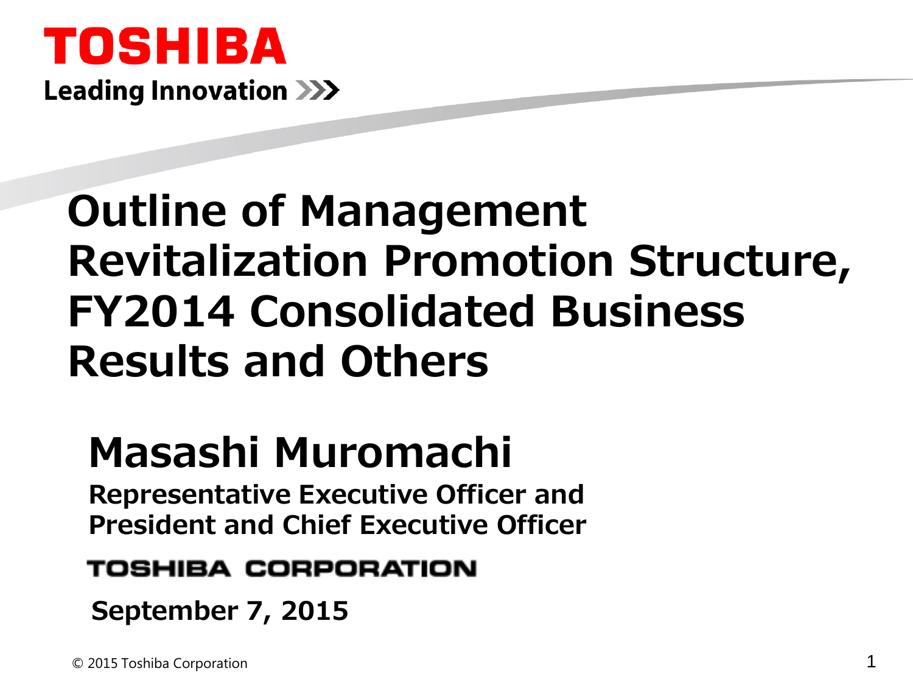TOSHIBA

Leading Innovation >>>

# Outline of Management Revitalization Promotion Structure, FY2014 Consolidated Business Results and Others

## Masashi Muromachi

**Representative Executive Officer and President and Chief Executive Officer**

**TOSHIBA CORPORATION**

**September 7, 2015**

© 2015 Toshiba Corporation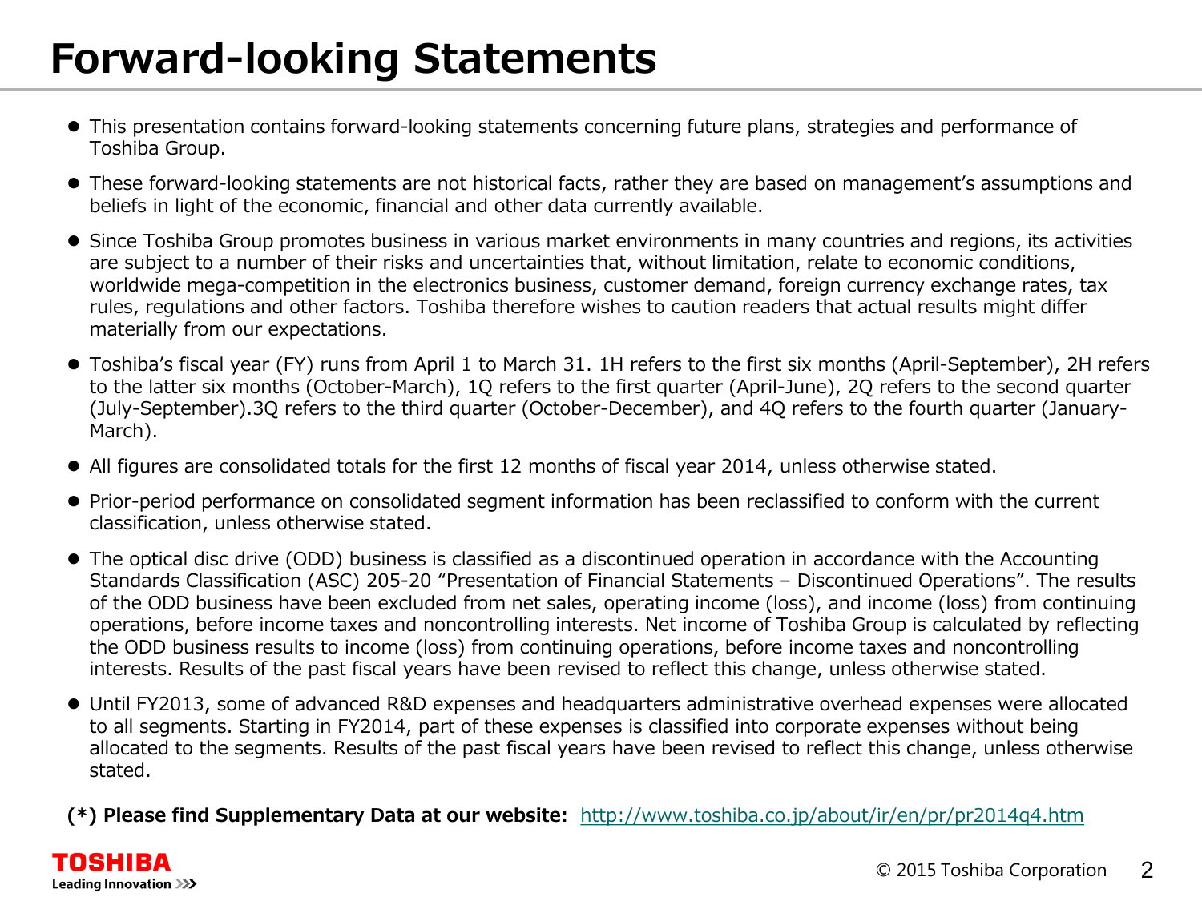# Forward-looking Statements

- This presentation contains forward-looking statements concerning future plans, strategies and performance of Toshiba Group.
- These forward-looking statements are not historical facts, rather they are based on management's assumptions and beliefs in light of the economic, financial and other data currently available.
- Since Toshiba Group promotes business in various market environments in many countries and regions, its activities are subject to a number of their risks and uncertainties that, without limitation, relate to economic conditions, worldwide mega-competition in the electronics business, customer demand, foreign currency exchange rates, tax rules, regulations and other factors. Toshiba therefore wishes to caution readers that actual results might differ materially from our expectations.
- Toshiba's fiscal year (FY) runs from April 1 to March 31. 1H refers to the first six months (April-September), 2H refers to the latter six months (October-March), 1Q refers to the first quarter (April-June), 2Q refers to the second quarter (July-September).3Q refers to the third quarter (October-December), and 4Q refers to the fourth quarter (January-March).
- All figures are consolidated totals for the first 12 months of fiscal year 2014, unless otherwise stated.
- Prior-period performance on consolidated segment information has been reclassified to conform with the current classification, unless otherwise stated.
- The optical disc drive (ODD) business is classified as a discontinued operation in accordance with the Accounting Standards Classification (ASC) 205-20 "Presentation of Financial Statements – Discontinued Operations". The results of the ODD business have been excluded from net sales, operating income (loss), and income (loss) from continuing operations, before income taxes and noncontrolling interests. Net income of Toshiba Group is calculated by reflecting the ODD business results to income (loss) from continuing operations, before income taxes and noncontrolling interests. Results of the past fiscal years have been revised to reflect this change, unless otherwise stated.
- Until FY2013, some of advanced R&D expenses and headquarters administrative overhead expenses were allocated to all segments. Starting in FY2014, part of these expenses is classified into corporate expenses without being allocated to the segments. Results of the past fiscal years have been revised to reflect this change, unless otherwise stated.

**(*) Please find Supplementary Data at our website:** http://www.toshiba.co.jp/about/ir/en/pr/pr2014q4.htm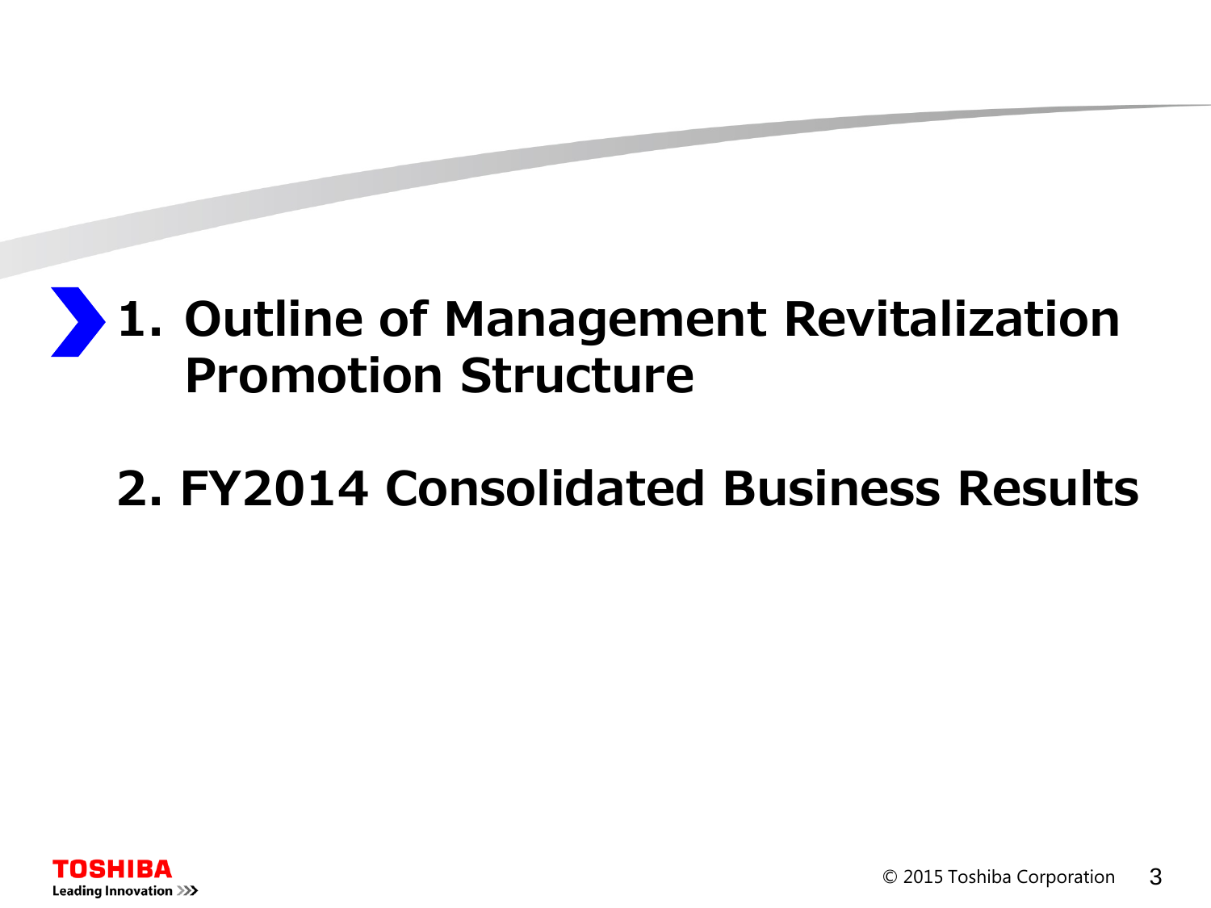1. Outline of Management Revitalization Promotion Structure

2. FY2014 Consolidated Business Results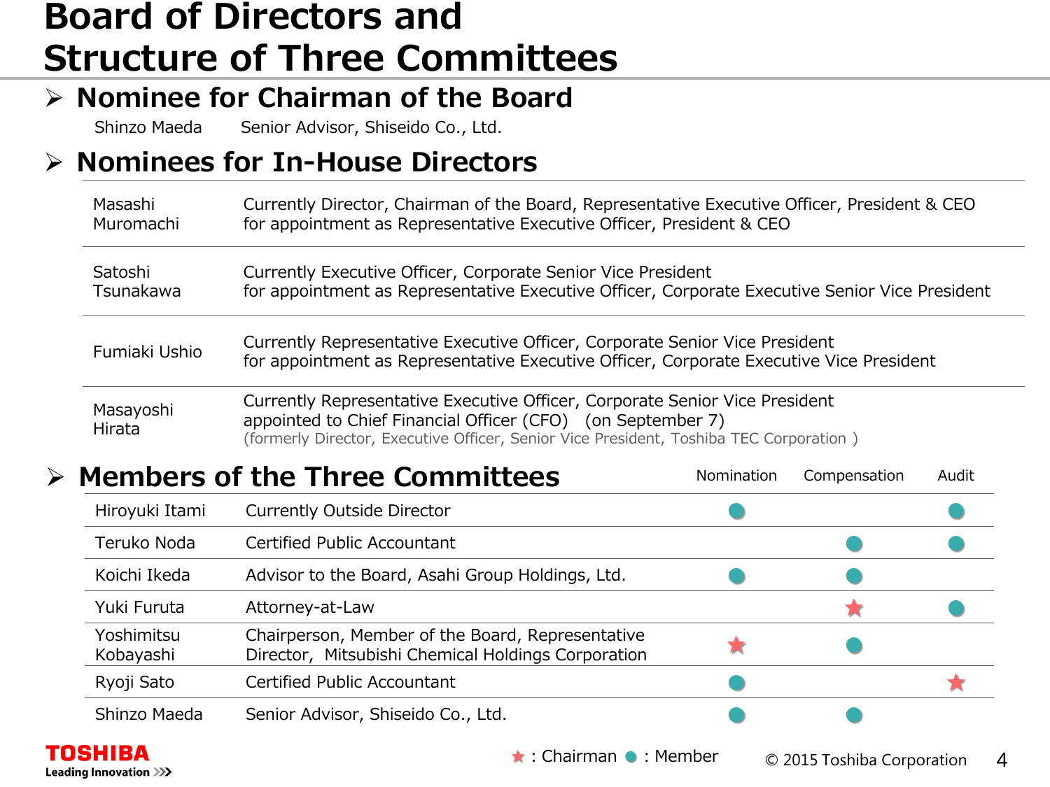# Board of Directors and Structure of Three Committees

## Nominee for Chairman of the Board

Shinzo Maeda — Senior Advisor, Shiseido Co., Ltd.

## Nominees for In-House Directors

| Name | Position |
|---|---|
| Masashi Muromachi | Currently Director, Chairman of the Board, Representative Executive Officer, President & CEO for appointment as Representative Executive Officer, President & CEO |
| Satoshi Tsunakawa | Currently Executive Officer, Corporate Senior Vice President for appointment as Representative Executive Officer, Corporate Executive Senior Vice President |
| Fumiaki Ushio | Currently Representative Executive Officer, Corporate Senior Vice President for appointment as Representative Executive Officer, Corporate Executive Vice President |
| Masayoshi Hirata | Currently Representative Executive Officer, Corporate Senior Vice President appointed to Chief Financial Officer (CFO) (on September 7) (formerly Director, Executive Officer, Senior Vice President, Toshiba TEC Corporation ) |

## Members of the Three Committees

| Name | Position | Nomination | Compensation | Audit |
|---|---|---|---|---|
| Hiroyuki Itami | Currently Outside Director | ● | | ● |
| Teruko Noda | Certified Public Accountant | | ● | ● |
| Koichi Ikeda | Advisor to the Board, Asahi Group Holdings, Ltd. | ● | ● | |
| Yuki Furuta | Attorney-at-Law | | ★ | ● |
| Yoshimitsu Kobayashi | Chairperson, Member of the Board, Representative Director, Mitsubishi Chemical Holdings Corporation | ★ | ● | |
| Ryoji Sato | Certified Public Accountant | ● | | ★ |
| Shinzo Maeda | Senior Advisor, Shiseido Co., Ltd. | ● | ● | |

★ : Chairman ● : Member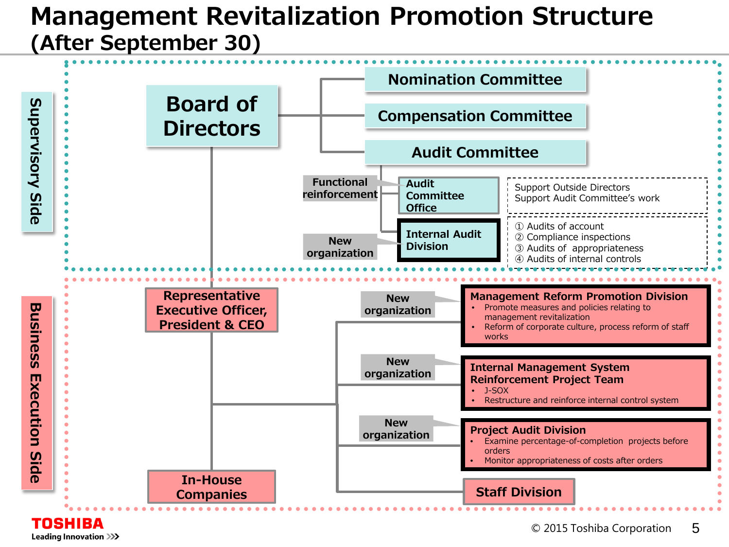# Management Revitalization Promotion Structure (After September 30)

## Supervisory Side

**Board of Directors**

- Nomination Committee
- Compensation Committee
- Audit Committee
  - Functional reinforcement: **Audit Committee Office**
    - Support Outside Directors
    - Support Audit Committee's work
  - New organization: **Internal Audit Division**
    - ① Audits of account
    - ② Compliance inspections
    - ③ Audits of appropriateness
    - ④ Audits of internal controls

## Business Execution Side

**Representative Executive Officer, President & CEO**

- New organization: **Management Reform Promotion Division**
  - Promote measures and policies relating to management revitalization
  - Reform of corporate culture, process reform of staff works
- New organization: **Internal Management System Reinforcement Project Team**
  - J-SOX
  - Restructure and reinforce internal control system
- New organization: **Project Audit Division**
  - Examine percentage-of-completion projects before orders
  - Monitor appropriateness of costs after orders
- **Staff Division**

**In-House Companies**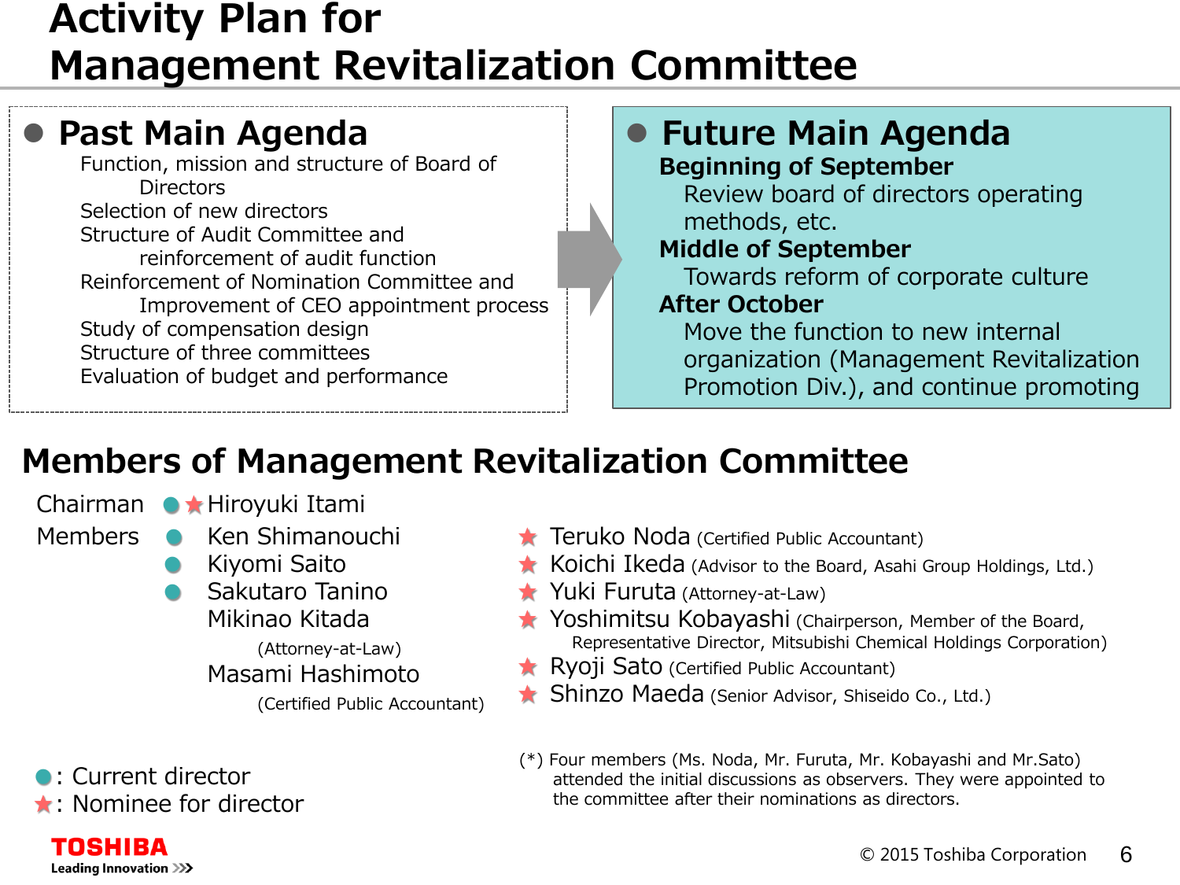# Activity Plan for Management Revitalization Committee

## ● Past Main Agenda

- Function, mission and structure of Board of Directors
- Selection of new directors
- Structure of Audit Committee and reinforcement of audit function
- Reinforcement of Nomination Committee and Improvement of CEO appointment process
- Study of compensation design
- Structure of three committees
- Evaluation of budget and performance

## ● Future Main Agenda

**Beginning of September**
Review board of directors operating methods, etc.

**Middle of September**
Towards reform of corporate culture

**After October**
Move the function to new internal organization (Management Revitalization Promotion Div.), and continue promoting

## Members of Management Revitalization Committee

Chairman ●★ Hiroyuki Itami

Members

- ● Ken Shimanouchi
- ● Kiyomi Saito
- ● Sakutaro Tanino
- Mikinao Kitada (Attorney-at-Law)
- Masami Hashimoto (Certified Public Accountant)
- ★ Teruko Noda (Certified Public Accountant)
- ★ Koichi Ikeda (Advisor to the Board, Asahi Group Holdings, Ltd.)
- ★ Yuki Furuta (Attorney-at-Law)
- ★ Yoshimitsu Kobayashi (Chairperson, Member of the Board, Representative Director, Mitsubishi Chemical Holdings Corporation)
- ★ Ryoji Sato (Certified Public Accountant)
- ★ Shinzo Maeda (Senior Advisor, Shiseido Co., Ltd.)

●: Current director
★: Nominee for director

(*) Four members (Ms. Noda, Mr. Furuta, Mr. Kobayashi and Mr.Sato) attended the initial discussions as observers. They were appointed to the committee after their nominations as directors.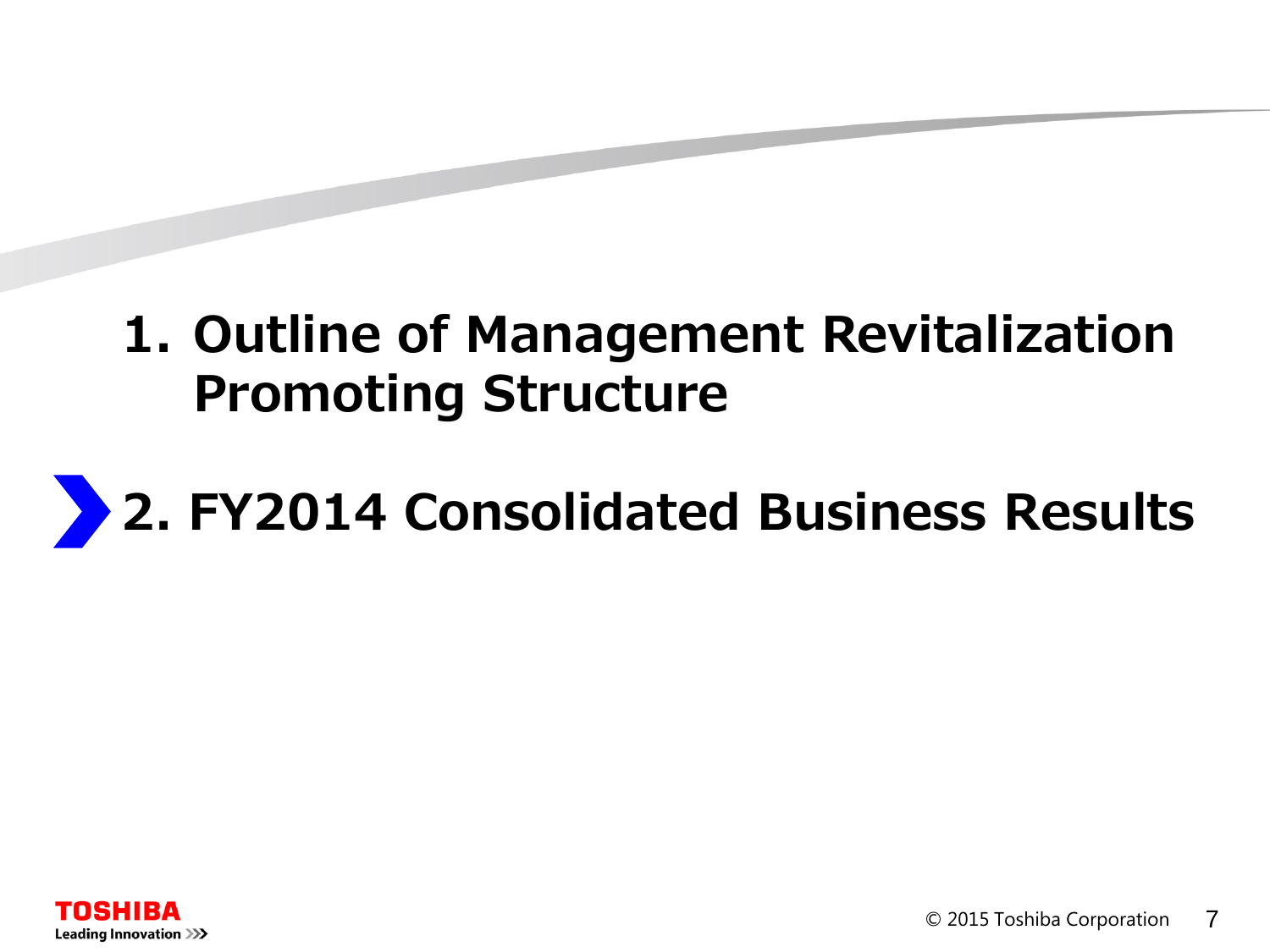1. Outline of Management Revitalization Promoting Structure

2. FY2014 Consolidated Business Results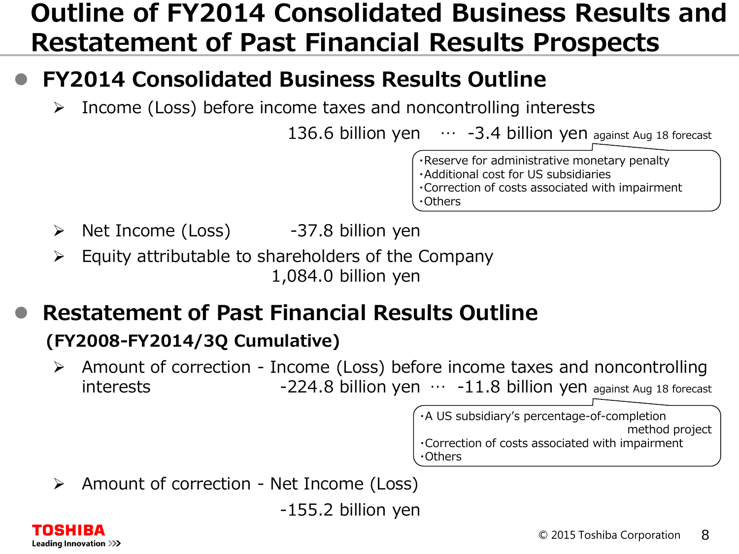# Outline of FY2014 Consolidated Business Results and Restatement of Past Financial Results Prospects

## FY2014 Consolidated Business Results Outline

- Income (Loss) before income taxes and noncontrolling interests
  
  136.6 billion yen … -3.4 billion yen against Aug 18 forecast
  
  - ・Reserve for administrative monetary penalty
  - ・Additional cost for US subsidiaries
  - ・Correction of costs associated with impairment
  - ・Others

- Net Income (Loss) -37.8 billion yen

- Equity attributable to shareholders of the Company
  
  1,084.0 billion yen

## Restatement of Past Financial Results Outline

### (FY2008-FY2014/3Q Cumulative)

- Amount of correction - Income (Loss) before income taxes and noncontrolling interests -224.8 billion yen … -11.8 billion yen against Aug 18 forecast
  
  - ・A US subsidiary's percentage-of-completion method project
  - ・Correction of costs associated with impairment
  - ・Others

- Amount of correction - Net Income (Loss)
  
  -155.2 billion yen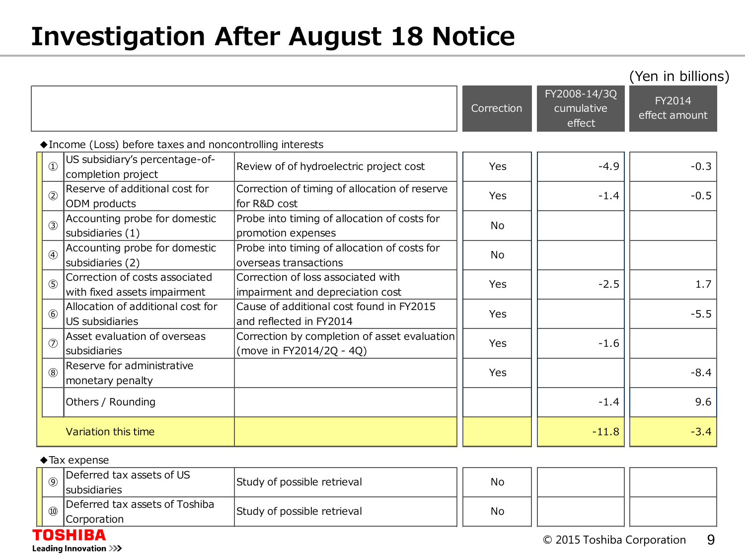# Investigation After August 18 Notice

(Yen in billions)

| | | | Correction | FY2008-14/3Q cumulative effect | FY2014 effect amount |
|---|---|---|---|---|---|
| ◆Income (Loss) before taxes and noncontrolling interests | | | | | |
| ① | US subsidiary's percentage-of-completion project | Review of of hydroelectric project cost | Yes | -4.9 | -0.3 |
| ② | Reserve of additional cost for ODM products | Correction of timing of allocation of reserve for R&D cost | Yes | -1.4 | -0.5 |
| ③ | Accounting probe for domestic subsidiaries (1) | Probe into timing of allocation of costs for promotion expenses | No | | |
| ④ | Accounting probe for domestic subsidiaries (2) | Probe into timing of allocation of costs for overseas transactions | No | | |
| ⑤ | Correction of costs associated with fixed assets impairment | Correction of loss associated with impairment and depreciation cost | Yes | -2.5 | 1.7 |
| ⑥ | Allocation of additional cost for US subsidiaries | Cause of additional cost found in FY2015 and reflected in FY2014 | Yes | | -5.5 |
| ⑦ | Asset evaluation of overseas subsidiaries | Correction by completion of asset evaluation (move in FY2014/2Q - 4Q) | Yes | -1.6 | |
| ⑧ | Reserve for administrative monetary penalty | | Yes | | -8.4 |
| | Others / Rounding | | | -1.4 | 9.6 |
| | Variation this time | | | -11.8 | -3.4 |
| ◆Tax expense | | | | | |
| ⑨ | Deferred tax assets of US subsidiaries | Study of possible retrieval | No | | |
| ⑩ | Deferred tax assets of Toshiba Corporation | Study of possible retrieval | No | | |

© 2015 Toshiba Corporation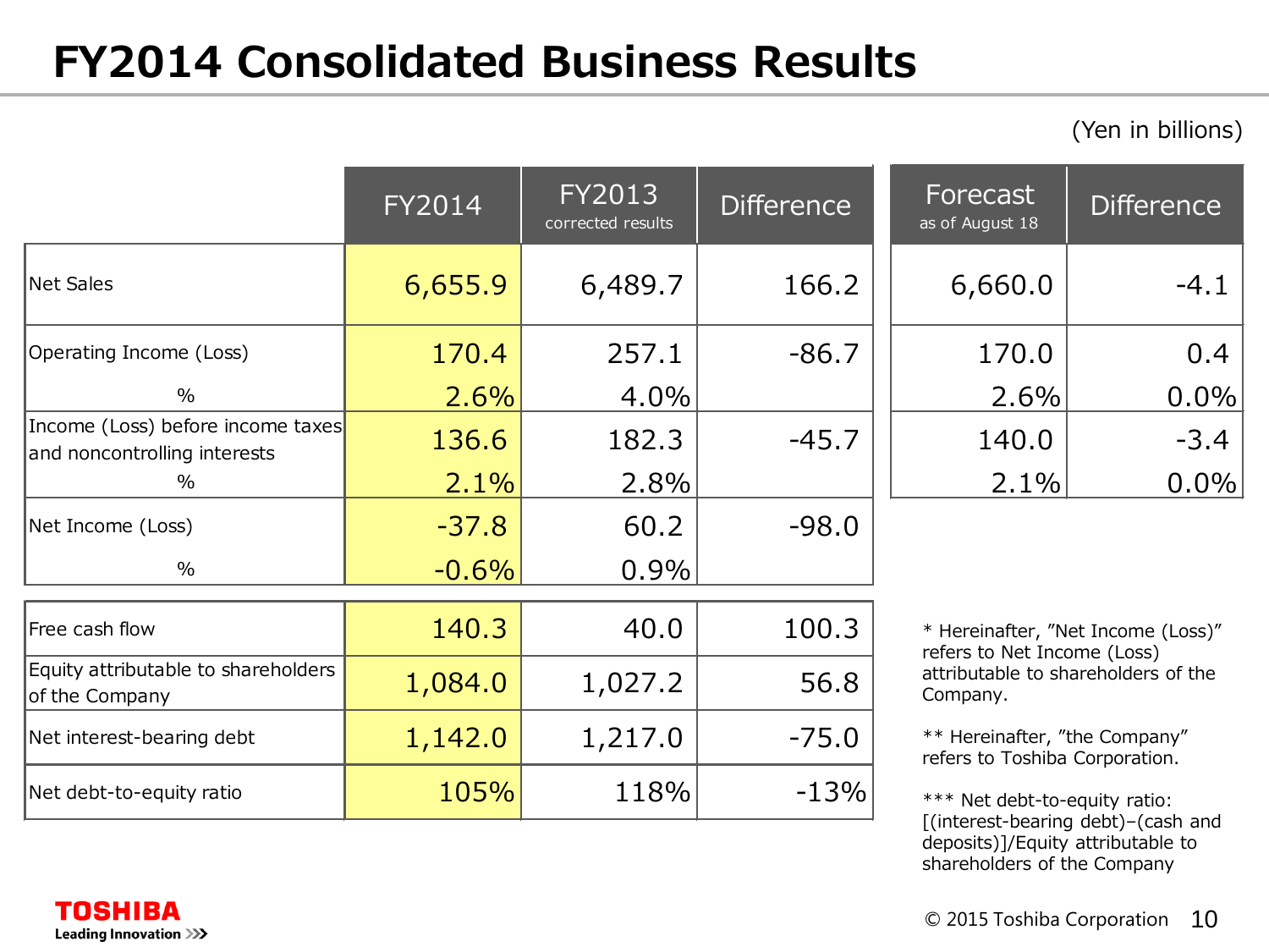# FY2014 Consolidated Business Results

(Yen in billions)

| | FY2014 | FY2013 corrected results | Difference | Forecast as of August 18 | Difference |
|---|---|---|---|---|---|
| Net Sales | 6,655.9 | 6,489.7 | 166.2 | 6,660.0 | -4.1 |
| Operating Income (Loss) | 170.4 | 257.1 | -86.7 | 170.0 | 0.4 |
| % | 2.6% | 4.0% | | 2.6% | 0.0% |
| Income (Loss) before income taxes and noncontrolling interests | 136.6 | 182.3 | -45.7 | 140.0 | -3.4 |
| % | 2.1% | 2.8% | | 2.1% | 0.0% |
| Net Income (Loss) | -37.8 | 60.2 | -98.0 | | |
| % | -0.6% | 0.9% | | | |

| | FY2014 | FY2013 corrected results | Difference |
|---|---|---|---|
| Free cash flow | 140.3 | 40.0 | 100.3 |
| Equity attributable to shareholders of the Company | 1,084.0 | 1,027.2 | 56.8 |
| Net interest-bearing debt | 1,142.0 | 1,217.0 | -75.0 |
| Net debt-to-equity ratio | 105% | 118% | -13% |

* Hereinafter, "Net Income (Loss)" refers to Net Income (Loss) attributable to shareholders of the Company.

** Hereinafter, "the Company" refers to Toshiba Corporation.

*** Net debt-to-equity ratio: [(interest-bearing debt)−(cash and deposits)]/Equity attributable to shareholders of the Company

TOSHIBA Leading Innovation

© 2015 Toshiba Corporation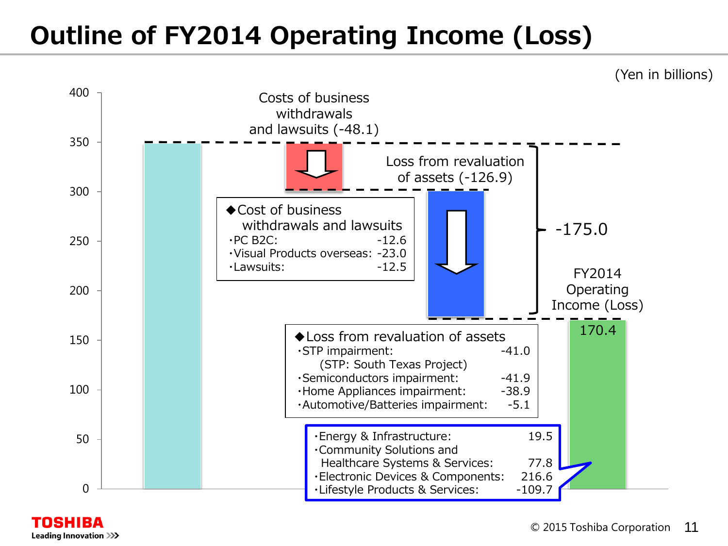# Outline of FY2014 Operating Income (Loss)

(Yen in billions)

Costs of business withdrawals and lawsuits (-48.1)

Loss from revaluation of assets (-126.9)

-175.0

FY2014 Operating Income (Loss)

170.4

◆Cost of business withdrawals and lawsuits

| | |
|---|---|
| ・PC B2C: | -12.6 |
| ・Visual Products overseas: | -23.0 |
| ・Lawsuits: | -12.5 |

◆Loss from revaluation of assets

| | |
|---|---|
| ・STP impairment: (STP: South Texas Project) | -41.0 |
| ・Semiconductors impairment: | -41.9 |
| ・Home Appliances impairment: | -38.9 |
| ・Automotive/Batteries impairment: | -5.1 |

| | |
|---|---|
| ・Energy & Infrastructure: | 19.5 |
| ・Community Solutions and Healthcare Systems & Services: | 77.8 |
| ・Electronic Devices & Components: | 216.6 |
| ・Lifestyle Products & Services: | -109.7 |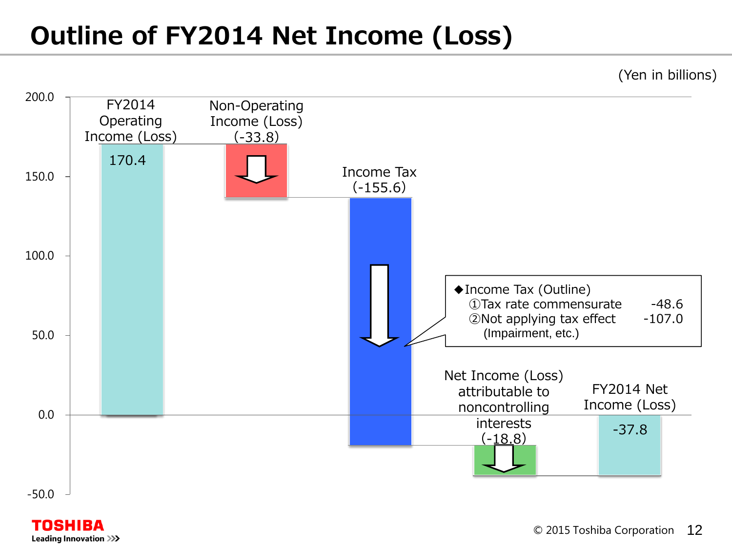# Outline of FY2014 Net Income (Loss)

(Yen in billions)

| Item | Amount |
|---|---|
| FY2014 Operating Income (Loss) | 170.4 |
| Non-Operating Income (Loss) | (-33.8) |
| Income Tax | (-155.6) |
| Net Income (Loss) attributable to noncontrolling interests | (-18.8) |
| FY2014 Net Income (Loss) | -37.8 |

◆Income Tax (Outline)

| | |
|---|---|
| ①Tax rate commensurate | -48.6 |
| ②Not applying tax effect (Impairment, etc.) | -107.0 |

© 2015 Toshiba Corporation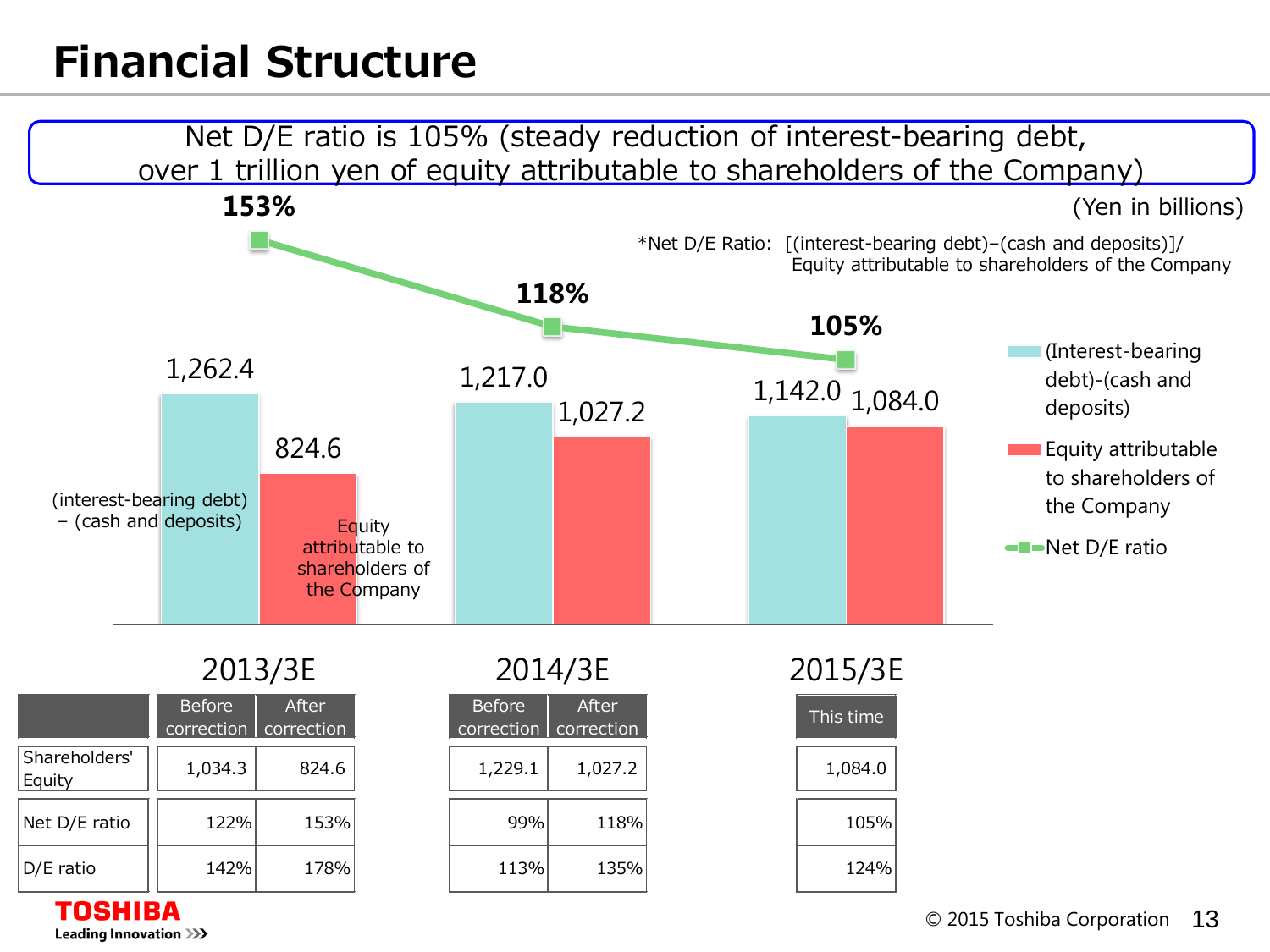# Financial Structure

Net D/E ratio is 105% (steady reduction of interest-bearing debt, over 1 trillion yen of equity attributable to shareholders of the Company)

(Yen in billions)

*Net D/E Ratio: [(interest-bearing debt)−(cash and deposits)]/ Equity attributable to shareholders of the Company

| | 2013/3E | 2014/3E | 2015/3E |
|---|---|---|---|
| (Interest-bearing debt)-(cash and deposits) | 1,262.4 | 1,217.0 | 1,142.0 |
| Equity attributable to shareholders of the Company | 824.6 | 1,027.2 | 1,084.0 |
| Net D/E ratio | 153% | 118% | 105% |

| | 2013/3E Before correction | 2013/3E After correction | 2014/3E Before correction | 2014/3E After correction | 2015/3E This time |
|---|---|---|---|---|---|
| Shareholders' Equity | 1,034.3 | 824.6 | 1,229.1 | 1,027.2 | 1,084.0 |
| Net D/E ratio | 122% | 153% | 99% | 118% | 105% |
| D/E ratio | 142% | 178% | 113% | 135% | 124% |

TOSHIBA Leading Innovation >>>

© 2015 Toshiba Corporation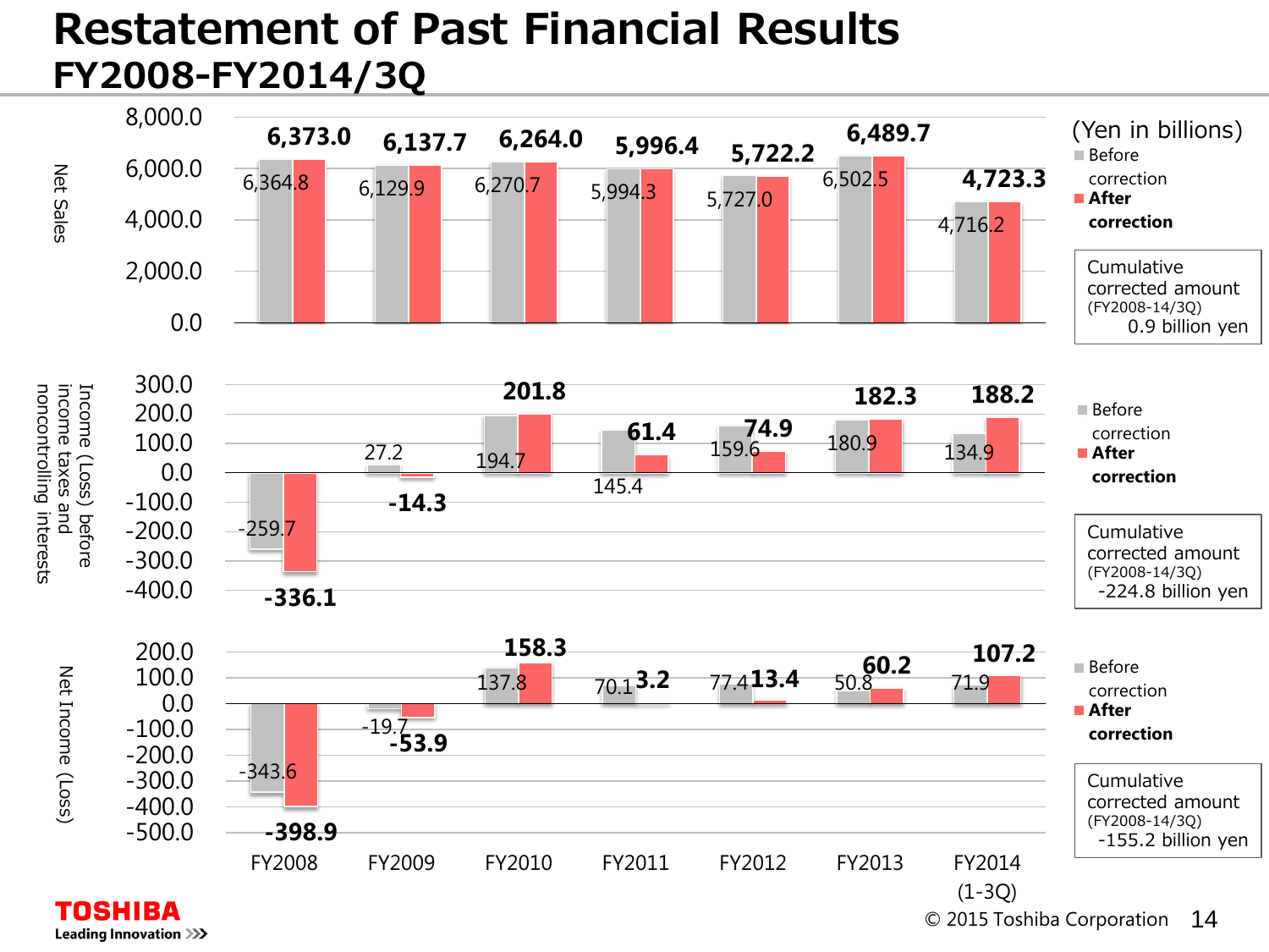# Restatement of Past Financial Results
## FY2008-FY2014/3Q

(Yen in billions)

### Net Sales

| | FY2008 | FY2009 | FY2010 | FY2011 | FY2012 | FY2013 | FY2014 (1-3Q) |
|---|---|---|---|---|---|---|---|
| Before correction | 6,364.8 | 6,129.9 | 6,270.7 | 5,994.3 | 5,727.0 | 6,502.5 | 4,716.2 |
| **After correction** | **6,373.0** | **6,137.7** | **6,264.0** | **5,996.4** | **5,722.2** | **6,489.7** | **4,723.3** |

Cumulative corrected amount (FY2008-14/3Q) 0.9 billion yen

### Income (Loss) before income taxes and noncontrolling interests

| | FY2008 | FY2009 | FY2010 | FY2011 | FY2012 | FY2013 | FY2014 (1-3Q) |
|---|---|---|---|---|---|---|---|
| Before correction | -259.7 | 27.2 | 194.7 | 145.4 | 159.6 | 180.9 | 134.9 |
| **After correction** | **-336.1** | **-14.3** | **201.8** | **61.4** | **74.9** | **182.3** | **188.2** |

Cumulative corrected amount (FY2008-14/3Q) -224.8 billion yen

### Net Income (Loss)

| | FY2008 | FY2009 | FY2010 | FY2011 | FY2012 | FY2013 | FY2014 (1-3Q) |
|---|---|---|---|---|---|---|---|
| Before correction | -343.6 | -19.7 | 137.8 | 70.1 | 77.4 | 50.8 | 71.9 |
| **After correction** | **-398.9** | **-53.9** | **158.3** | **3.2** | **13.4** | **60.2** | **107.2** |

Cumulative corrected amount (FY2008-14/3Q) -155.2 billion yen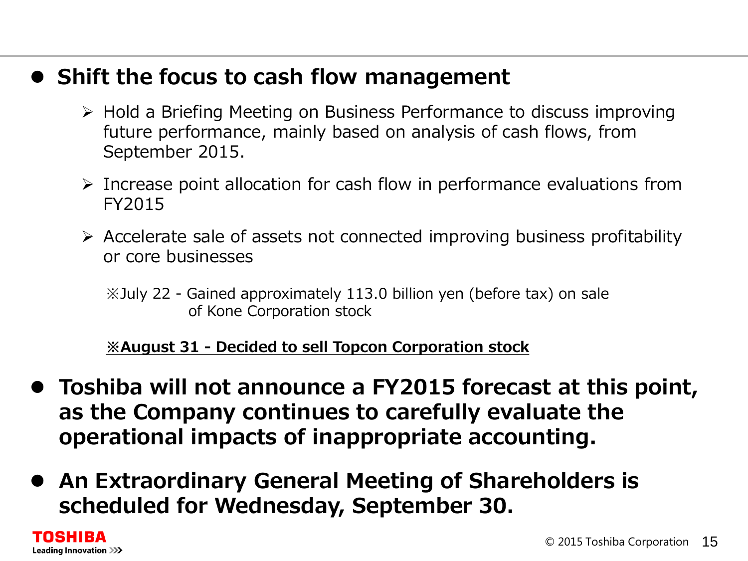- **Shift the focus to cash flow management**
  - Hold a Briefing Meeting on Business Performance to discuss improving future performance, mainly based on analysis of cash flows, from September 2015.
  - Increase point allocation for cash flow in performance evaluations from FY2015
  - Accelerate sale of assets not connected improving business profitability or core businesses

    ※July 22 - Gained approximately 113.0 billion yen (before tax) on sale of Kone Corporation stock

    **<u>※August 31 - Decided to sell Topcon Corporation stock</u>**

- **Toshiba will not announce a FY2015 forecast at this point, as the Company continues to carefully evaluate the operational impacts of inappropriate accounting.**
- **An Extraordinary General Meeting of Shareholders is scheduled for Wednesday, September 30.**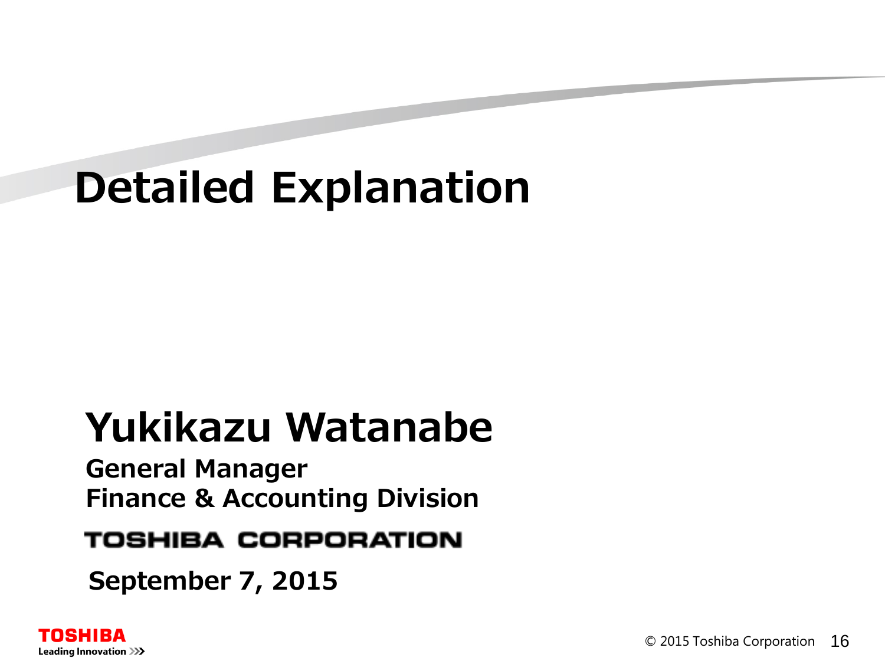# Detailed Explanation

**Yukikazu Watanabe**

**General Manager**
**Finance & Accounting Division**

**TOSHIBA CORPORATION**

**September 7, 2015**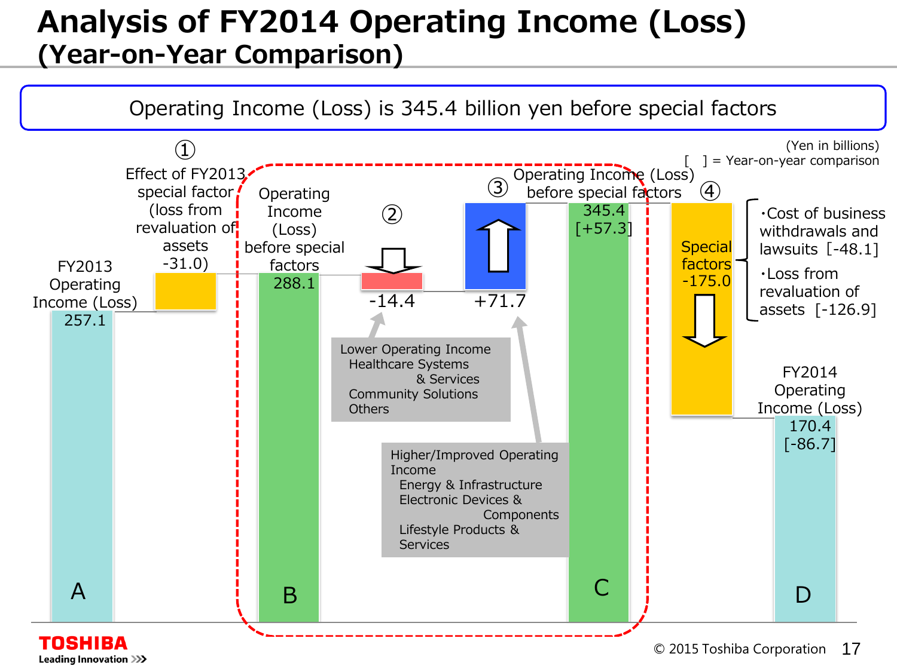# Analysis of FY2014 Operating Income (Loss)
## (Year-on-Year Comparison)

**Operating Income (Loss) is 345.4 billion yen before special factors**

(Yen in billions)
[ ] = Year-on-year comparison

A: FY2013 Operating Income (Loss) 257.1

① Effect of FY2013 special factor (loss from revaluation of assets -31.0)

B: Operating Income (Loss) before special factors 288.1

② -14.4

Lower Operating Income
- Healthcare Systems & Services
- Community Solutions
- Others

③ +71.7

Higher/Improved Operating Income
- Energy & Infrastructure
- Electronic Devices & Components
- Lifestyle Products & Services

C: Operating Income (Loss) before special factors 345.4 [+57.3]

④ Special factors -175.0
- ・Cost of business withdrawals and lawsuits [-48.1]
- ・Loss from revaluation of assets [-126.9]

D: FY2014 Operating Income (Loss) 170.4 [-86.7]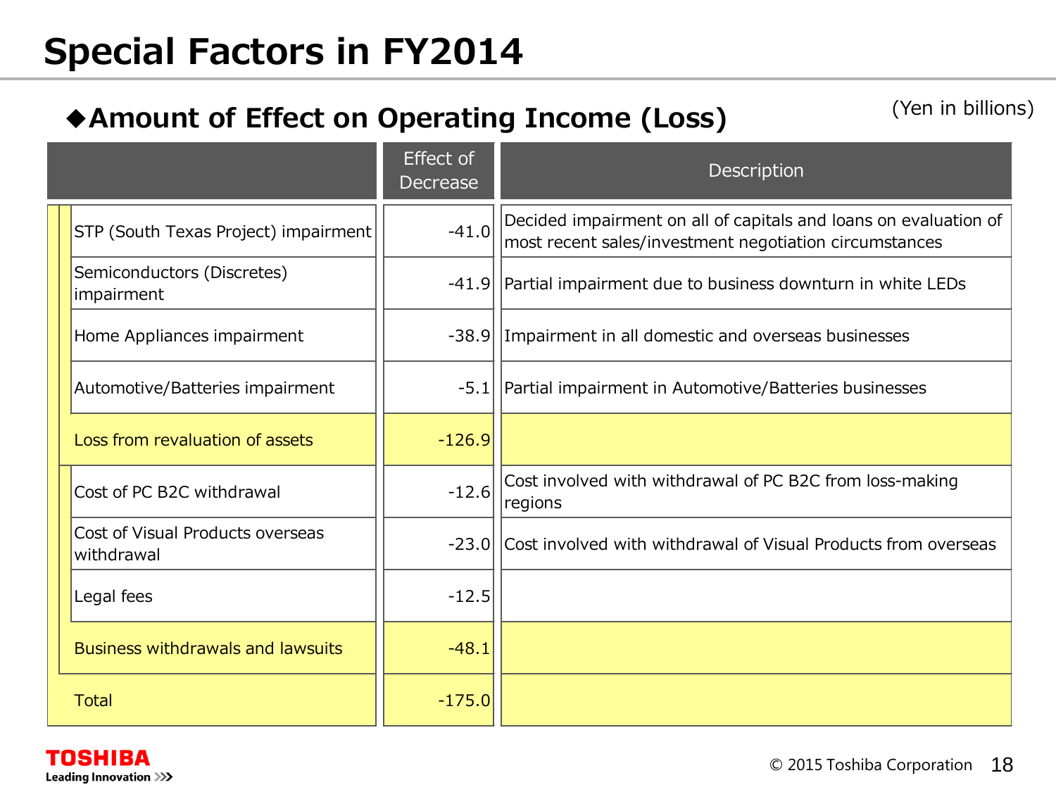# Special Factors in FY2014

## ◆Amount of Effect on Operating Income (Loss)

(Yen in billions)

| | Effect of Decrease | Description |
|---|---|---|
| STP (South Texas Project) impairment | -41.0 | Decided impairment on all of capitals and loans on evaluation of most recent sales/investment negotiation circumstances |
| Semiconductors (Discretes) impairment | -41.9 | Partial impairment due to business downturn in white LEDs |
| Home Appliances impairment | -38.9 | Impairment in all domestic and overseas businesses |
| Automotive/Batteries impairment | -5.1 | Partial impairment in Automotive/Batteries businesses |
| Loss from revaluation of assets | -126.9 | |
| Cost of PC B2C withdrawal | -12.6 | Cost involved with withdrawal of PC B2C from loss-making regions |
| Cost of Visual Products overseas withdrawal | -23.0 | Cost involved with withdrawal of Visual Products from overseas |
| Legal fees | -12.5 | |
| Business withdrawals and lawsuits | -48.1 | |
| Total | -175.0 | |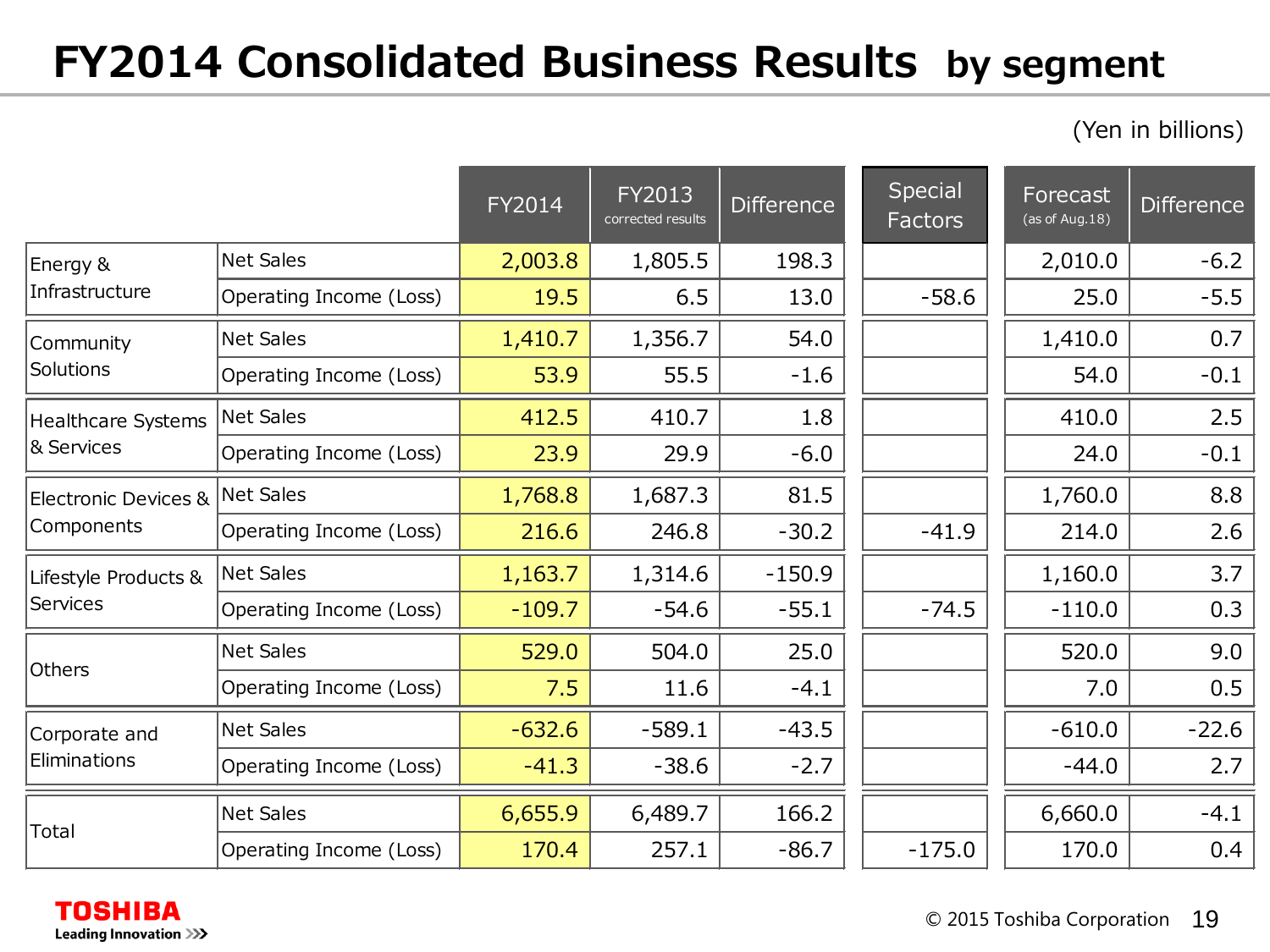# FY2014 Consolidated Business Results by segment

(Yen in billions)

| | | FY2014 | FY2013 corrected results | Difference | Special Factors | Forecast (as of Aug.18) | Difference |
|---|---|---|---|---|---|---|---|
| Energy & Infrastructure | Net Sales | 2,003.8 | 1,805.5 | 198.3 | | 2,010.0 | -6.2 |
| | Operating Income (Loss) | 19.5 | 6.5 | 13.0 | -58.6 | 25.0 | -5.5 |
| Community Solutions | Net Sales | 1,410.7 | 1,356.7 | 54.0 | | 1,410.0 | 0.7 |
| | Operating Income (Loss) | 53.9 | 55.5 | -1.6 | | 54.0 | -0.1 |
| Healthcare Systems & Services | Net Sales | 412.5 | 410.7 | 1.8 | | 410.0 | 2.5 |
| | Operating Income (Loss) | 23.9 | 29.9 | -6.0 | | 24.0 | -0.1 |
| Electronic Devices & Components | Net Sales | 1,768.8 | 1,687.3 | 81.5 | | 1,760.0 | 8.8 |
| | Operating Income (Loss) | 216.6 | 246.8 | -30.2 | -41.9 | 214.0 | 2.6 |
| Lifestyle Products & Services | Net Sales | 1,163.7 | 1,314.6 | -150.9 | | 1,160.0 | 3.7 |
| | Operating Income (Loss) | -109.7 | -54.6 | -55.1 | -74.5 | -110.0 | 0.3 |
| Others | Net Sales | 529.0 | 504.0 | 25.0 | | 520.0 | 9.0 |
| | Operating Income (Loss) | 7.5 | 11.6 | -4.1 | | 7.0 | 0.5 |
| Corporate and Eliminations | Net Sales | -632.6 | -589.1 | -43.5 | | -610.0 | -22.6 |
| | Operating Income (Loss) | -41.3 | -38.6 | -2.7 | | -44.0 | 2.7 |
| Total | Net Sales | 6,655.9 | 6,489.7 | 166.2 | | 6,660.0 | -4.1 |
| | Operating Income (Loss) | 170.4 | 257.1 | -86.7 | -175.0 | 170.0 | 0.4 |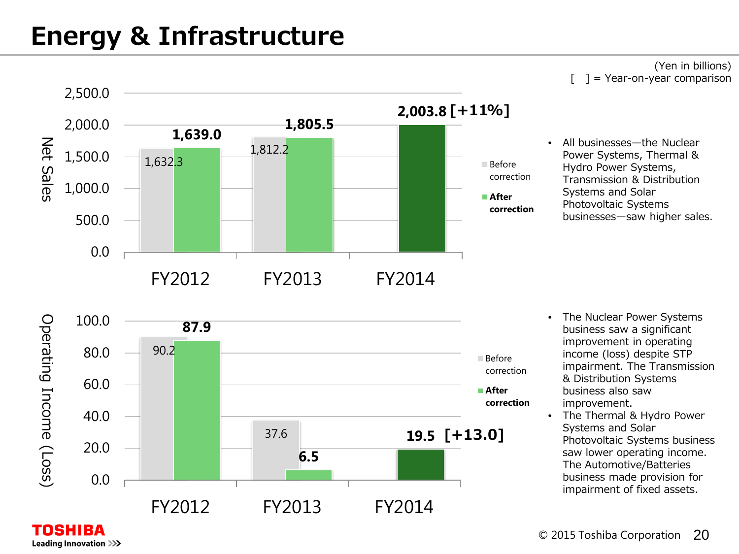# Energy & Infrastructure

(Yen in billions)
[ ] = Year-on-year comparison

**Net Sales**

| | FY2012 | FY2013 | FY2014 |
|---|---|---|---|
| Before correction | 1,632.3 | 1,812.2 | |
| After correction | 1,639.0 | 1,805.5 | 2,003.8 [+11%] |

- All businesses—the Nuclear Power Systems, Thermal & Hydro Power Systems, Transmission & Distribution Systems and Solar Photovoltaic Systems businesses—saw higher sales.

**Operating Income (Loss)**

| | FY2012 | FY2013 | FY2014 |
|---|---|---|---|
| Before correction | 90.2 | 37.6 | |
| After correction | 87.9 | 6.5 | 19.5 [+13.0] |

- The Nuclear Power Systems business saw a significant improvement in operating income (loss) despite STP impairment. The Transmission & Distribution Systems business also saw improvement.
- The Thermal & Hydro Power Systems and Solar Photovoltaic Systems business saw lower operating income. The Automotive/Batteries business made provision for impairment of fixed assets.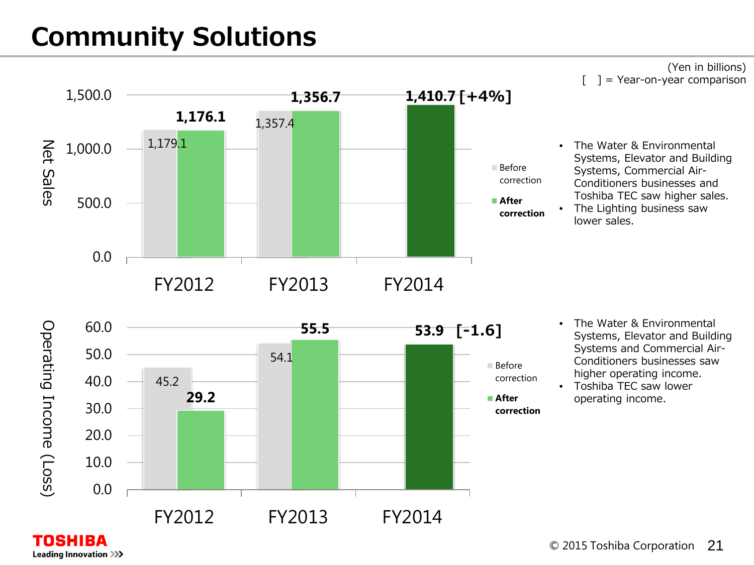# Community Solutions

(Yen in billions)
[ ] = Year-on-year comparison

**Net Sales**

| | Before correction | After correction |
|---|---|---|
| FY2012 | 1,179.1 | 1,176.1 |
| FY2013 | 1,357.4 | 1,356.7 |
| FY2014 | | 1,410.7 [+4%] |

- The Water & Environmental Systems, Elevator and Building Systems, Commercial Air-Conditioners businesses and Toshiba TEC saw higher sales.
- The Lighting business saw lower sales.

**Operating Income (Loss)**

| | Before correction | After correction |
|---|---|---|
| FY2012 | 45.2 | 29.2 |
| FY2013 | 54.1 | 55.5 |
| FY2014 | | 53.9 [-1.6] |

- The Water & Environmental Systems, Elevator and Building Systems and Commercial Air-Conditioners businesses saw higher operating income.
- Toshiba TEC saw lower operating income.

© 2015 Toshiba Corporation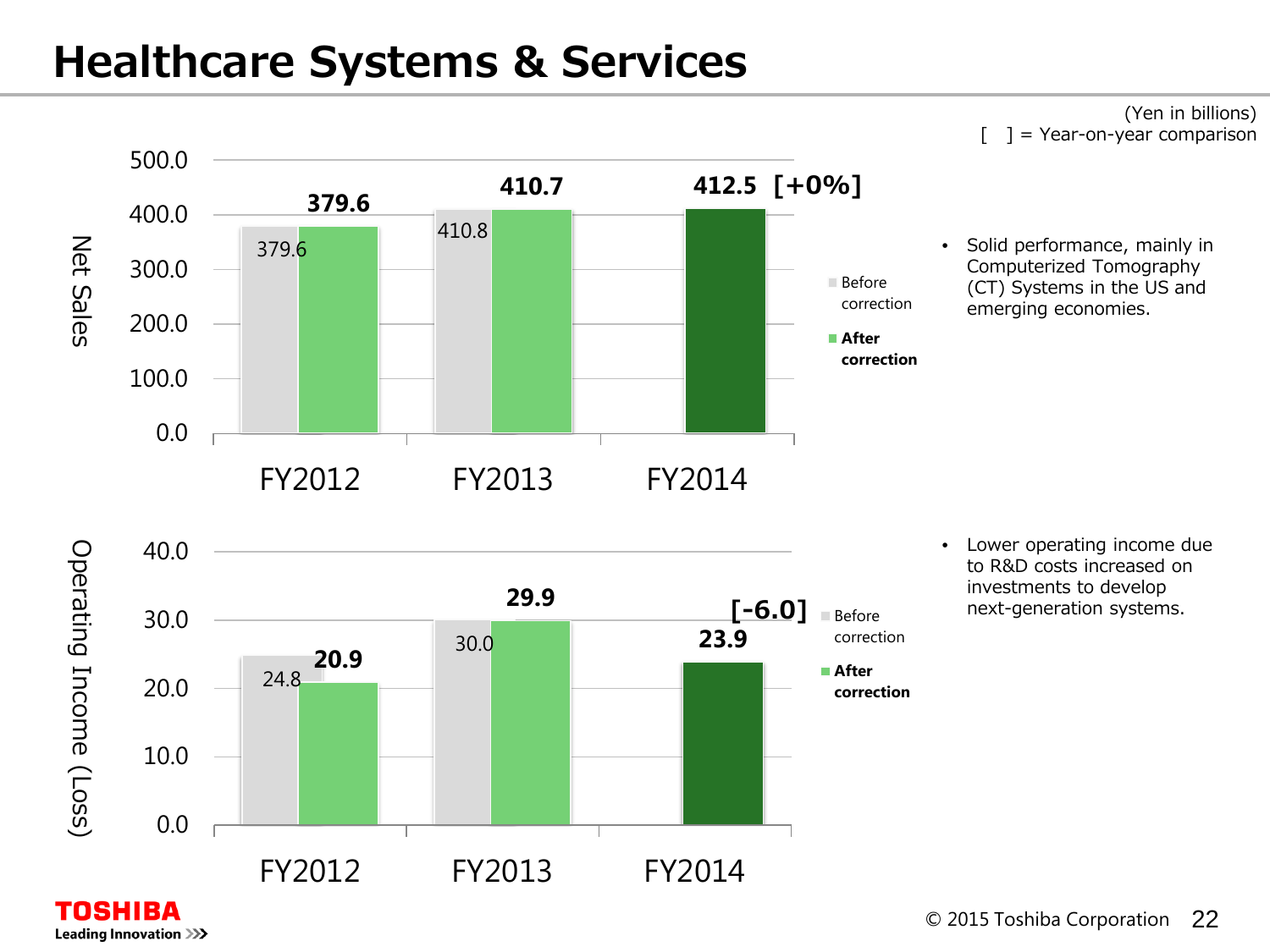# Healthcare Systems & Services

(Yen in billions)
[ ] = Year-on-year comparison

**Net Sales**

| | FY2012 | FY2013 | FY2014 |
|---|---|---|---|
| Before correction | 379.6 | 410.8 | |
| After correction | 379.6 | 410.7 | 412.5 [+0%] |

- Solid performance, mainly in Computerized Tomography (CT) Systems in the US and emerging economies.

**Operating Income (Loss)**

| | FY2012 | FY2013 | FY2014 |
|---|---|---|---|
| Before correction | 24.8 | 30.0 | |
| After correction | 20.9 | 29.9 | 23.9 [-6.0] |

- Lower operating income due to R&D costs increased on investments to develop next-generation systems.

© 2015 Toshiba Corporation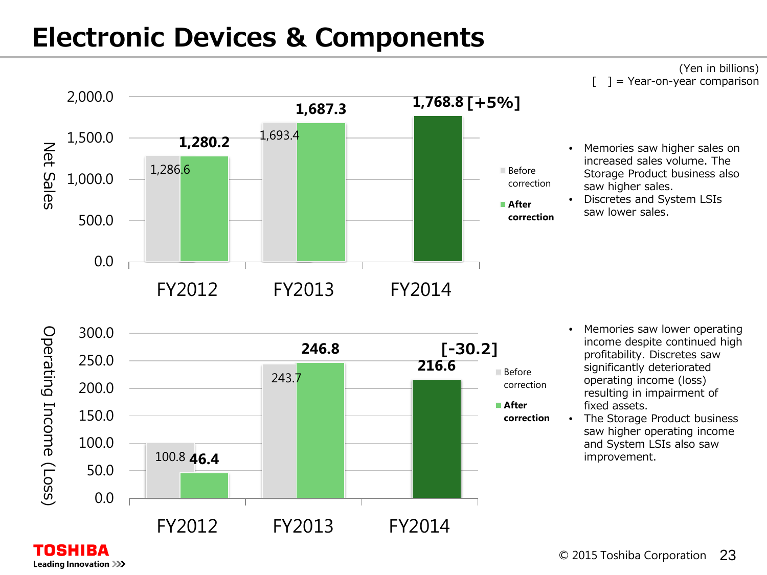# Electronic Devices & Components

(Yen in billions)
[ ] = Year-on-year comparison

**Net Sales**

| | Before correction | After correction |
|---|---|---|
| FY2012 | 1,286.6 | 1,280.2 |
| FY2013 | 1,693.4 | 1,687.3 |
| FY2014 | | 1,768.8 [+5%] |

- Memories saw higher sales on increased sales volume. The Storage Product business also saw higher sales.
- Discretes and System LSIs saw lower sales.

**Operating Income (Loss)**

| | Before correction | After correction |
|---|---|---|
| FY2012 | 100.8 | 46.4 |
| FY2013 | 243.7 | 246.8 |
| FY2014 | | 216.6 [-30.2] |

- Memories saw lower operating income despite continued high profitability. Discretes saw significantly deteriorated operating income (loss) resulting in impairment of fixed assets.
- The Storage Product business saw higher operating income and System LSIs also saw improvement.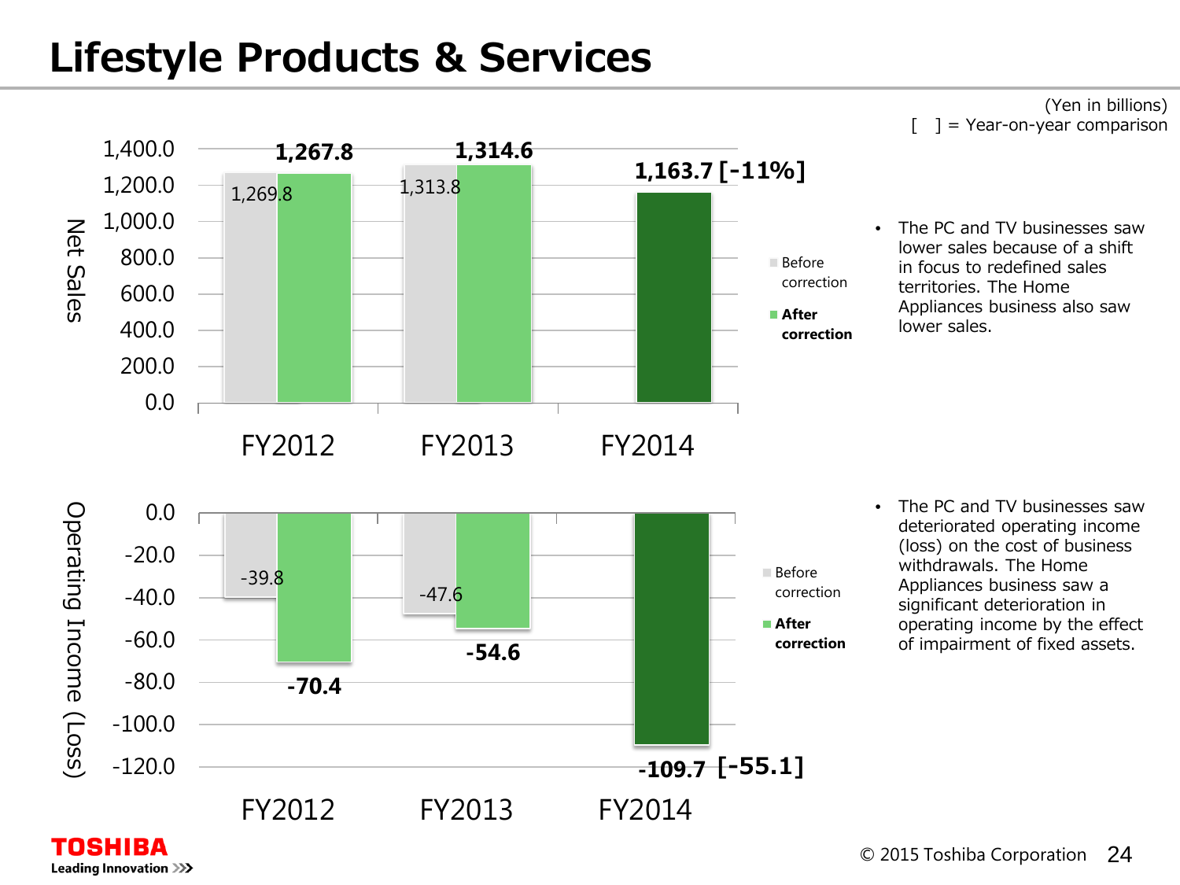# Lifestyle Products & Services

(Yen in billions)
[ ] = Year-on-year comparison

**Net Sales**

| | FY2012 | FY2013 | FY2014 |
|---|---|---|---|
| Before correction | 1,269.8 | 1,313.8 | |
| After correction | 1,267.8 | 1,314.6 | 1,163.7 [-11%] |

- The PC and TV businesses saw lower sales because of a shift in focus to redefined sales territories. The Home Appliances business also saw lower sales.

**Operating Income (Loss)**

| | FY2012 | FY2013 | FY2014 |
|---|---|---|---|
| Before correction | -39.8 | -47.6 | |
| After correction | -70.4 | -54.6 | -109.7 [-55.1] |

- The PC and TV businesses saw deteriorated operating income (loss) on the cost of business withdrawals. The Home Appliances business saw a significant deterioration in operating income by the effect of impairment of fixed assets.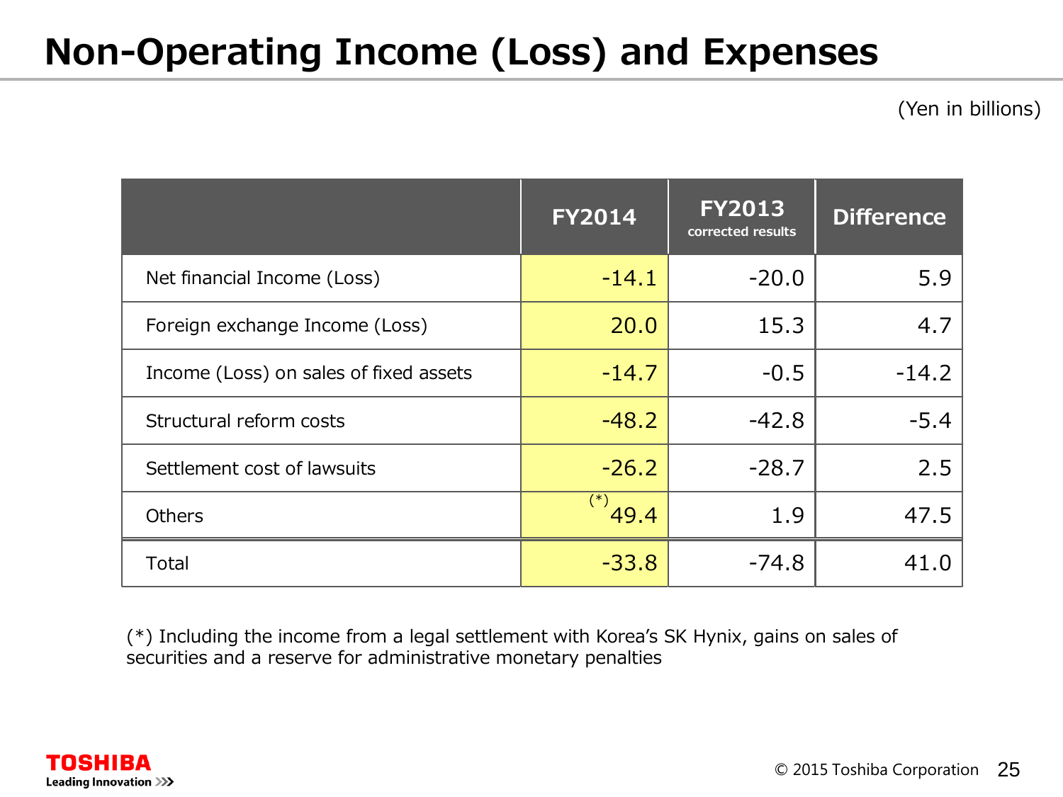# Non-Operating Income (Loss) and Expenses

(Yen in billions)

| | FY2014 | FY2013 corrected results | Difference |
|---|---|---|---|
| Net financial Income (Loss) | -14.1 | -20.0 | 5.9 |
| Foreign exchange Income (Loss) | 20.0 | 15.3 | 4.7 |
| Income (Loss) on sales of fixed assets | -14.7 | -0.5 | -14.2 |
| Structural reform costs | -48.2 | -42.8 | -5.4 |
| Settlement cost of lawsuits | -26.2 | -28.7 | 2.5 |
| Others | (*) 49.4 | 1.9 | 47.5 |
| Total | -33.8 | -74.8 | 41.0 |

(*) Including the income from a legal settlement with Korea's SK Hynix, gains on sales of securities and a reserve for administrative monetary penalties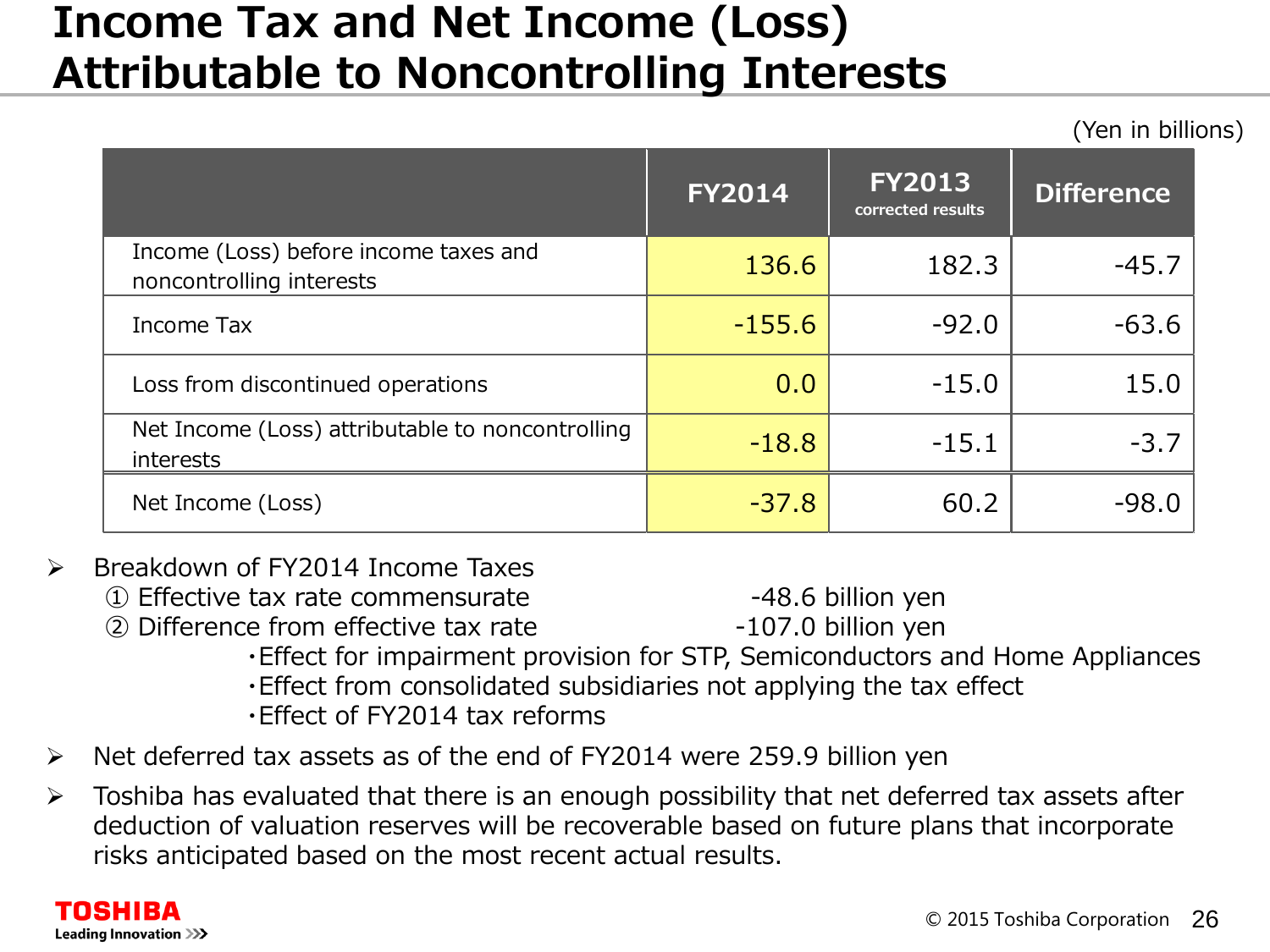# Income Tax and Net Income (Loss) Attributable to Noncontrolling Interests

(Yen in billions)

| | FY2014 | FY2013 corrected results | Difference |
|---|---|---|---|
| Income (Loss) before income taxes and noncontrolling interests | 136.6 | 182.3 | -45.7 |
| Income Tax | -155.6 | -92.0 | -63.6 |
| Loss from discontinued operations | 0.0 | -15.0 | 15.0 |
| Net Income (Loss) attributable to noncontrolling interests | -18.8 | -15.1 | -3.7 |
| Net Income (Loss) | -37.8 | 60.2 | -98.0 |

- Breakdown of FY2014 Income Taxes
  - ① Effective tax rate commensurate -48.6 billion yen
  - ② Difference from effective tax rate -107.0 billion yen
    - ･Effect for impairment provision for STP, Semiconductors and Home Appliances
    - ･Effect from consolidated subsidiaries not applying the tax effect
    - ･Effect of FY2014 tax reforms
- Net deferred tax assets as of the end of FY2014 were 259.9 billion yen
- Toshiba has evaluated that there is an enough possibility that net deferred tax assets after deduction of valuation reserves will be recoverable based on future plans that incorporate risks anticipated based on the most recent actual results.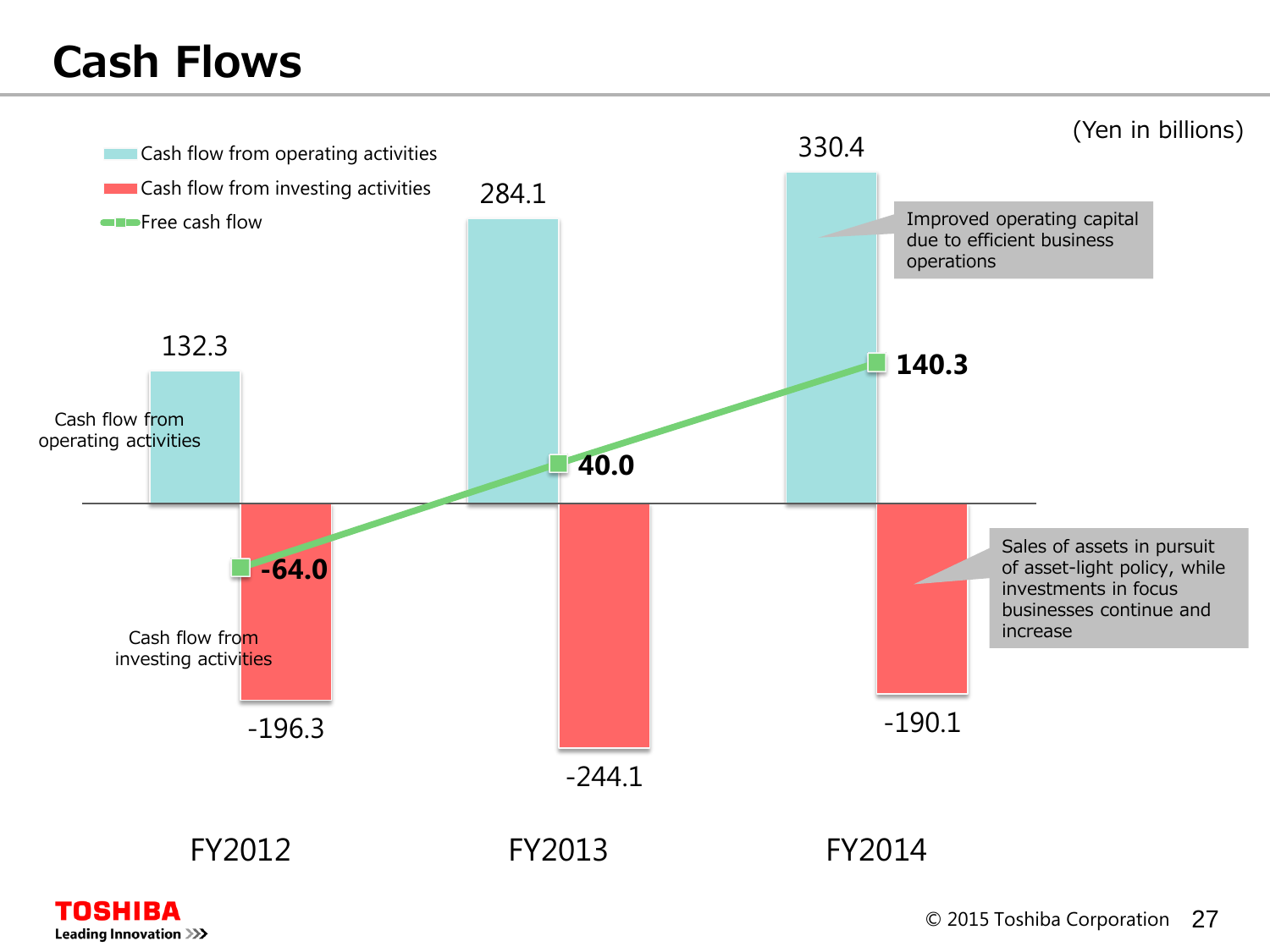# Cash Flows

(Yen in billions)

| | FY2012 | FY2013 | FY2014 |
|---|---|---|---|
| Cash flow from operating activities | 132.3 | 284.1 | 330.4 |
| Cash flow from investing activities | -196.3 | -244.1 | -190.1 |
| Free cash flow | **-64.0** | **40.0** | **140.3** |

Improved operating capital due to efficient business operations

Sales of assets in pursuit of asset-light policy, while investments in focus businesses continue and increase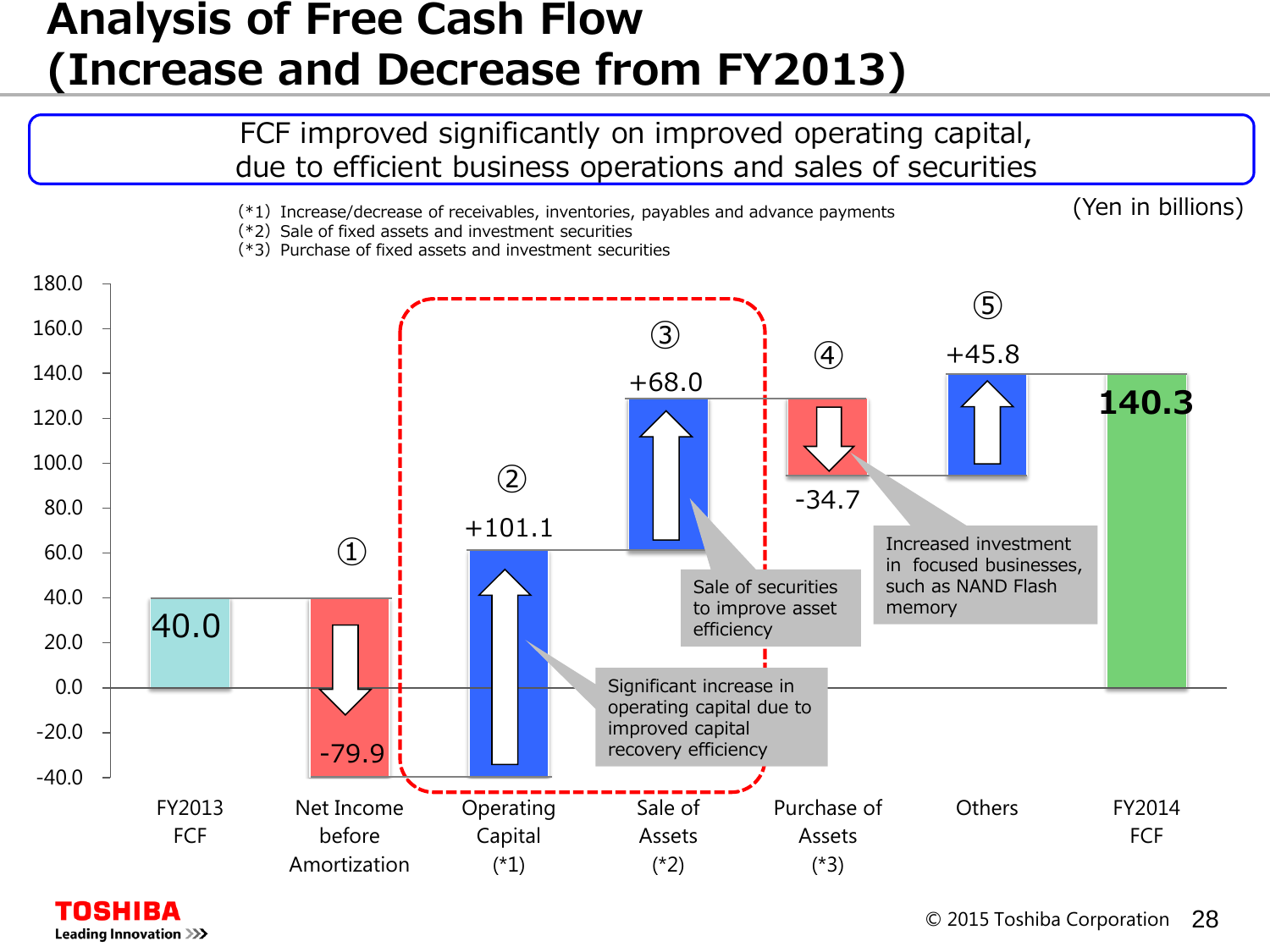# Analysis of Free Cash Flow (Increase and Decrease from FY2013)

FCF improved significantly on improved operating capital, due to efficient business operations and sales of securities

(*1) Increase/decrease of receivables, inventories, payables and advance payments
(*2) Sale of fixed assets and investment securities
(*3) Purchase of fixed assets and investment securities

(Yen in billions)

| | FY2013 FCF | ① Net Income before Amortization | ② Operating Capital (*1) | ③ Sale of Assets (*2) | ④ Purchase of Assets (*3) | ⑤ Others | FY2014 FCF |
|---|---|---|---|---|---|---|---|
| Value | 40.0 | -79.9 | +101.1 | +68.0 | -34.7 | +45.8 | 140.3 |

- Significant increase in operating capital due to improved capital recovery efficiency
- Sale of securities to improve asset efficiency
- Increased investment in focused businesses, such as NAND Flash memory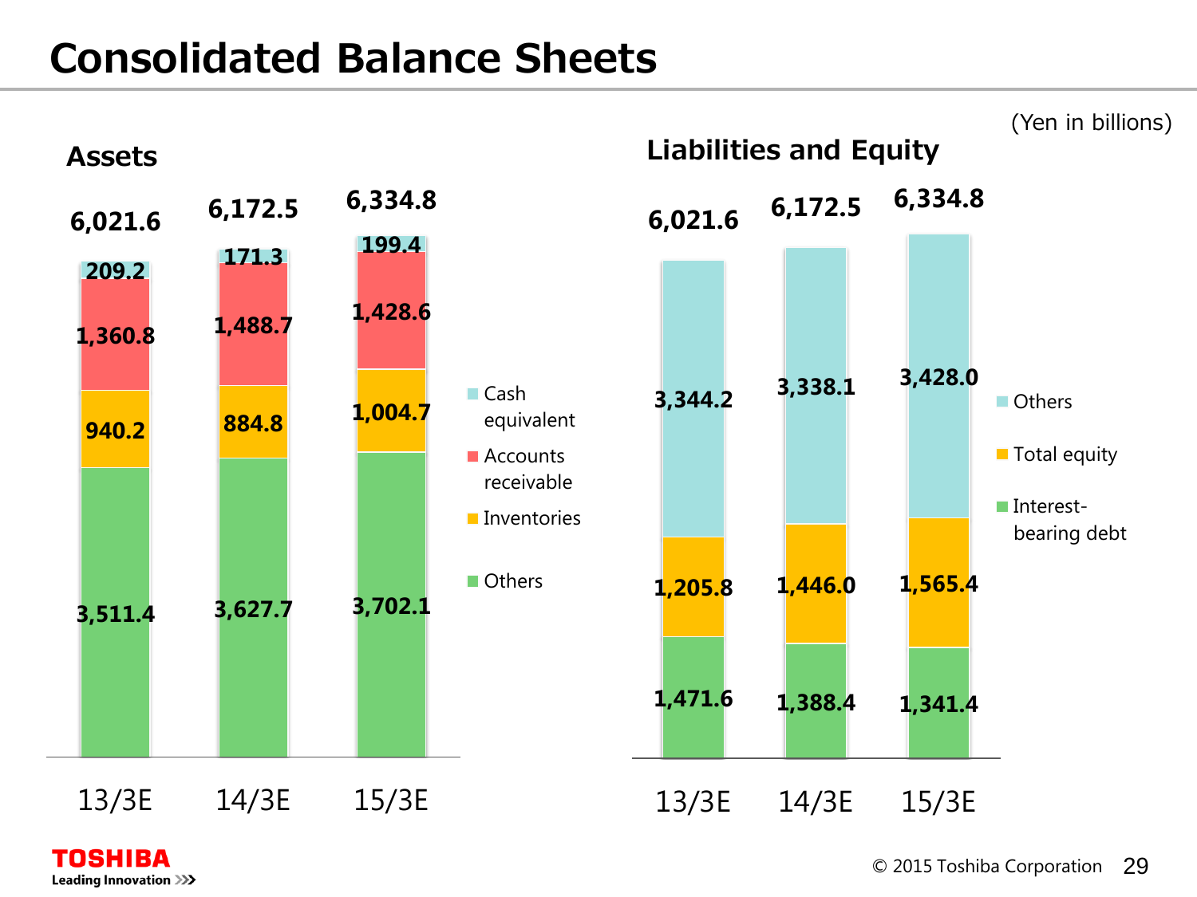# Consolidated Balance Sheets

(Yen in billions)

## Assets

| | 13/3E | 14/3E | 15/3E |
|---|---|---|---|
| Cash equivalent | 209.2 | 171.3 | 199.4 |
| Accounts receivable | 1,360.8 | 1,488.7 | 1,428.6 |
| Inventories | 940.2 | 884.8 | 1,004.7 |
| Others | 3,511.4 | 3,627.7 | 3,702.1 |
| Total | 6,021.6 | 6,172.5 | 6,334.8 |

## Liabilities and Equity

| | 13/3E | 14/3E | 15/3E |
|---|---|---|---|
| Others | 3,344.2 | 3,338.1 | 3,428.0 |
| Total equity | 1,205.8 | 1,446.0 | 1,565.4 |
| Interest-bearing debt | 1,471.6 | 1,388.4 | 1,341.4 |
| Total | 6,021.6 | 6,172.5 | 6,334.8 |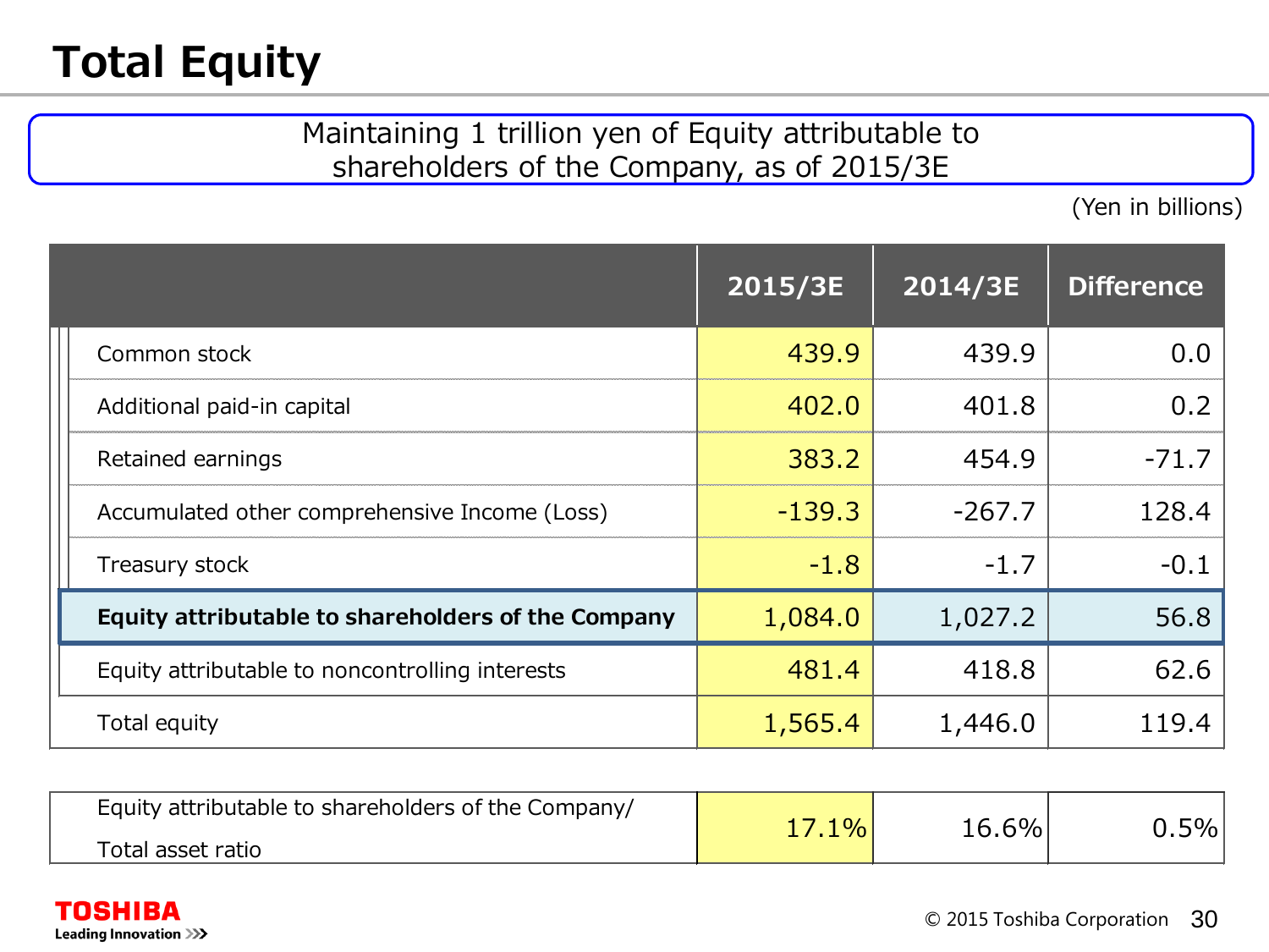# Total Equity

Maintaining 1 trillion yen of Equity attributable to shareholders of the Company, as of 2015/3E

(Yen in billions)

| | 2015/3E | 2014/3E | Difference |
|---|---|---|---|
| Common stock | 439.9 | 439.9 | 0.0 |
| Additional paid-in capital | 402.0 | 401.8 | 0.2 |
| Retained earnings | 383.2 | 454.9 | -71.7 |
| Accumulated other comprehensive Income (Loss) | -139.3 | -267.7 | 128.4 |
| Treasury stock | -1.8 | -1.7 | -0.1 |
| **Equity attributable to shareholders of the Company** | 1,084.0 | 1,027.2 | 56.8 |
| Equity attributable to noncontrolling interests | 481.4 | 418.8 | 62.6 |
| Total equity | 1,565.4 | 1,446.0 | 119.4 |

| | 2015/3E | 2014/3E | Difference |
|---|---|---|---|
| Equity attributable to shareholders of the Company/ Total asset ratio | 17.1% | 16.6% | 0.5% |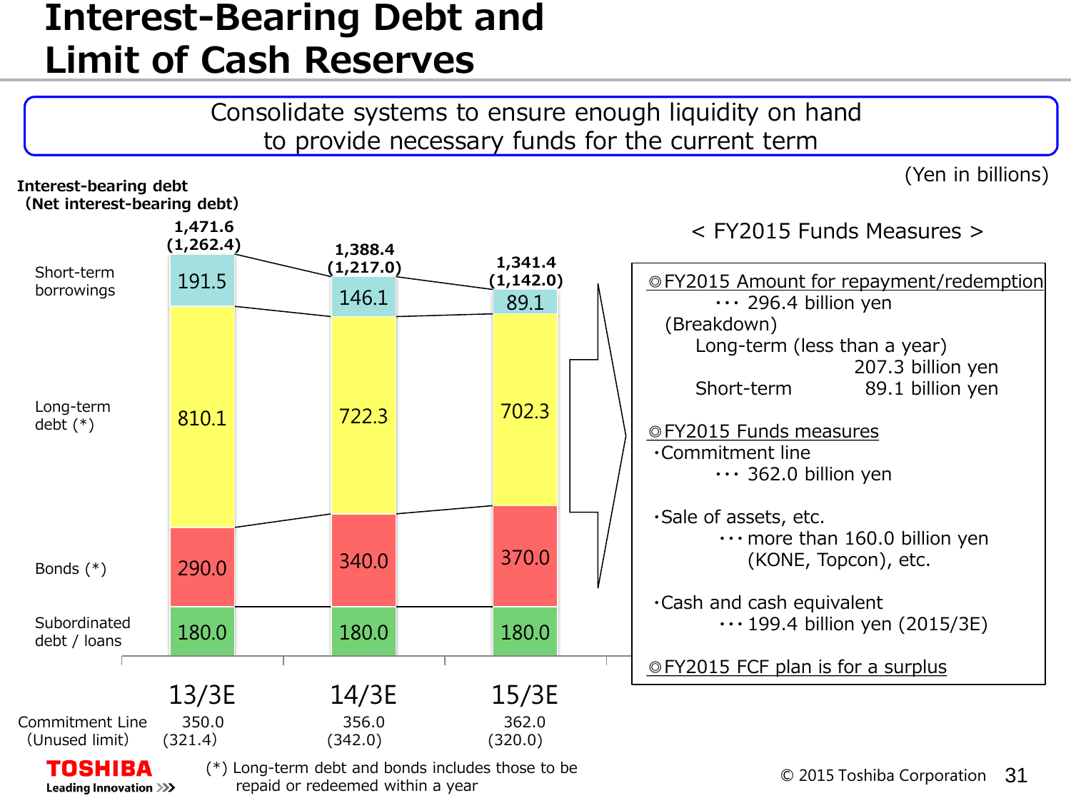# Interest-Bearing Debt and Limit of Cash Reserves

Consolidate systems to ensure enough liquidity on hand to provide necessary funds for the current term

(Yen in billions)

**Interest-bearing debt (Net interest-bearing debt)**

| | 13/3E | 14/3E | 15/3E |
|---|---|---|---|
| Total (Net) | 1,471.6 (1,262.4) | 1,388.4 (1,217.0) | 1,341.4 (1,142.0) |
| Short-term borrowings | 191.5 | 146.1 | 89.1 |
| Long-term debt (*) | 810.1 | 722.3 | 702.3 |
| Bonds (*) | 290.0 | 340.0 | 370.0 |
| Subordinated debt / loans | 180.0 | 180.0 | 180.0 |
| Commitment Line (Unused limit) | 350.0 (321.4) | 356.0 (342.0) | 362.0 (320.0) |

(*) Long-term debt and bonds includes those to be repaid or redeemed within a year

**< FY2015 Funds Measures >**

◎FY2015 Amount for repayment/redemption ･･･ 296.4 billion yen

(Breakdown)
- Long-term (less than a year) 207.3 billion yen
- Short-term 89.1 billion yen

◎FY2015 Funds measures
- ･Commitment line ･･･ 362.0 billion yen
- ･Sale of assets, etc. ･･･ more than 160.0 billion yen (KONE, Topcon), etc.
- ･Cash and cash equivalent ･･･ 199.4 billion yen (2015/3E)

◎FY2015 FCF plan is for a surplus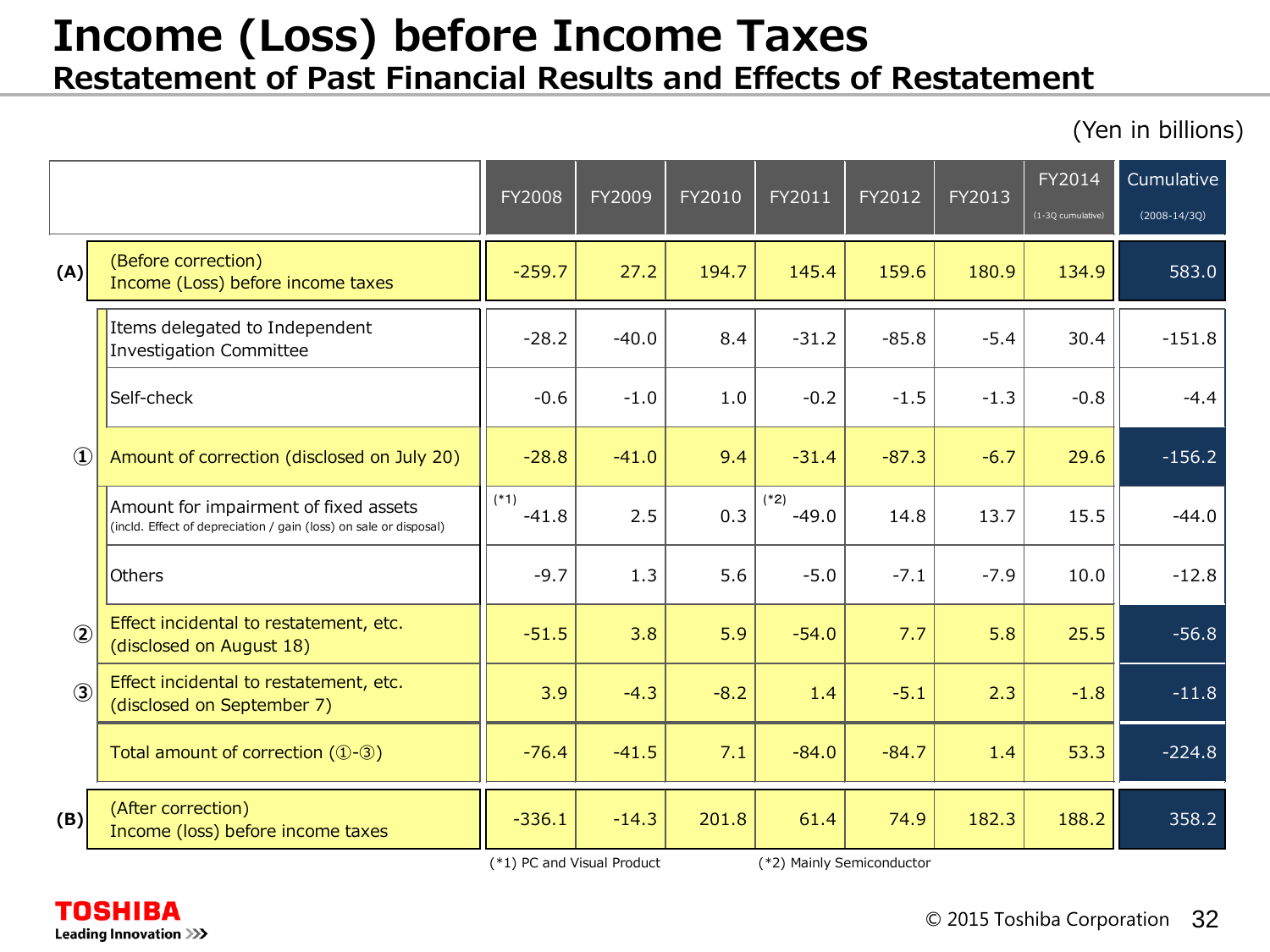# Income (Loss) before Income Taxes

## Restatement of Past Financial Results and Effects of Restatement

(Yen in billions)

| | | FY2008 | FY2009 | FY2010 | FY2011 | FY2012 | FY2013 | FY2014 (1-3Q cumulative) | Cumulative (2008-14/3Q) |
|---|---|---|---|---|---|---|---|---|---|
| (A) | (Before correction) Income (Loss) before income taxes | -259.7 | 27.2 | 194.7 | 145.4 | 159.6 | 180.9 | 134.9 | 583.0 |
| | Items delegated to Independent Investigation Committee | -28.2 | -40.0 | 8.4 | -31.2 | -85.8 | -5.4 | 30.4 | -151.8 |
| | Self-check | -0.6 | -1.0 | 1.0 | -0.2 | -1.5 | -1.3 | -0.8 | -4.4 |
| ① | Amount of correction (disclosed on July 20) | -28.8 | -41.0 | 9.4 | -31.4 | -87.3 | -6.7 | 29.6 | -156.2 |
| | Amount for impairment of fixed assets (incld. Effect of depreciation / gain (loss) on sale or disposal) | (*1) -41.8 | 2.5 | 0.3 | (*2) -49.0 | 14.8 | 13.7 | 15.5 | -44.0 |
| | Others | -9.7 | 1.3 | 5.6 | -5.0 | -7.1 | -7.9 | 10.0 | -12.8 |
| ② | Effect incidental to restatement, etc. (disclosed on August 18) | -51.5 | 3.8 | 5.9 | -54.0 | 7.7 | 5.8 | 25.5 | -56.8 |
| ③ | Effect incidental to restatement, etc. (disclosed on September 7) | 3.9 | -4.3 | -8.2 | 1.4 | -5.1 | 2.3 | -1.8 | -11.8 |
| | Total amount of correction (①-③) | -76.4 | -41.5 | 7.1 | -84.0 | -84.7 | 1.4 | 53.3 | -224.8 |
| (B) | (After correction) Income (loss) before income taxes | -336.1 | -14.3 | 201.8 | 61.4 | 74.9 | 182.3 | 188.2 | 358.2 |

(*1) PC and Visual Product (*2) Mainly Semiconductor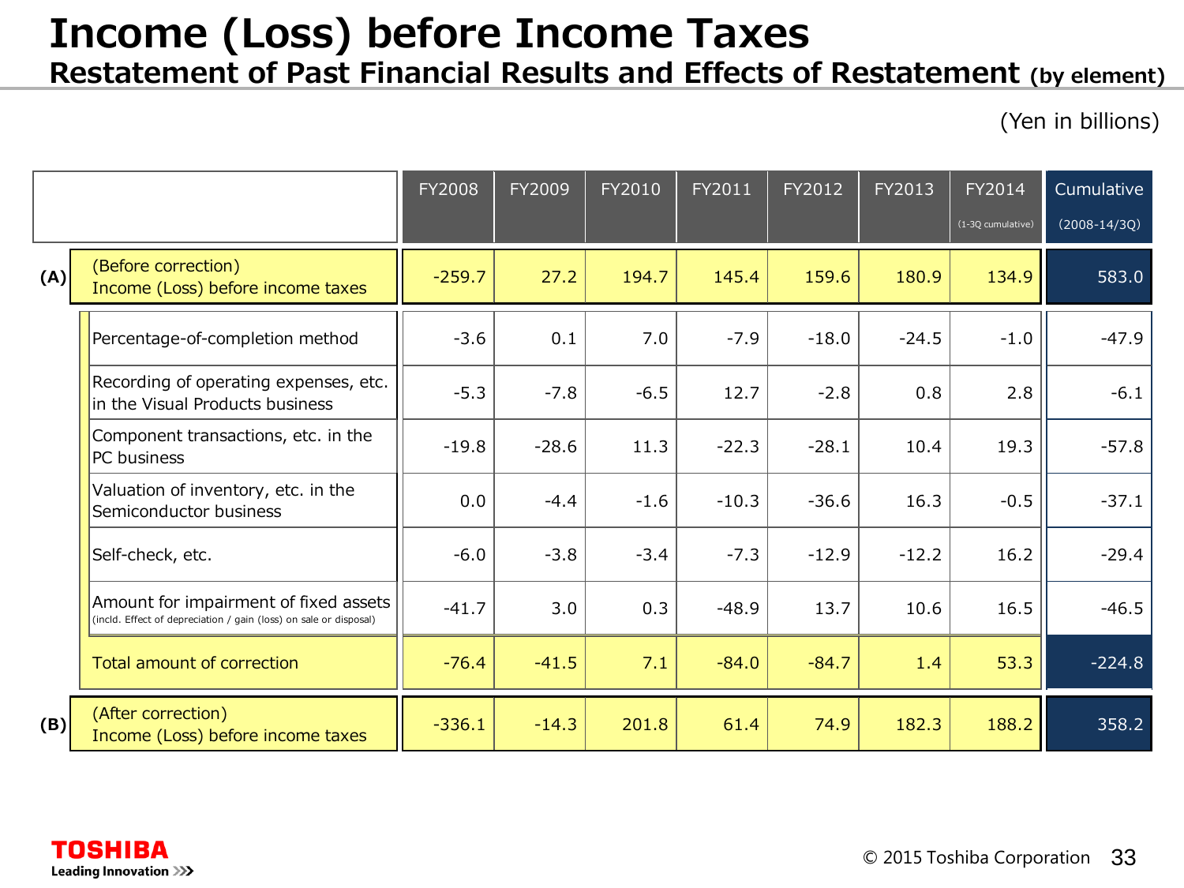# Income (Loss) before Income Taxes

## Restatement of Past Financial Results and Effects of Restatement (by element)

(Yen in billions)

| | | FY2008 | FY2009 | FY2010 | FY2011 | FY2012 | FY2013 | FY2014 (1-3Q cumulative) | Cumulative (2008-14/3Q) |
|---|---|---|---|---|---|---|---|---|---|
| (A) | (Before correction) Income (Loss) before income taxes | -259.7 | 27.2 | 194.7 | 145.4 | 159.6 | 180.9 | 134.9 | 583.0 |
| | Percentage-of-completion method | -3.6 | 0.1 | 7.0 | -7.9 | -18.0 | -24.5 | -1.0 | -47.9 |
| | Recording of operating expenses, etc. in the Visual Products business | -5.3 | -7.8 | -6.5 | 12.7 | -2.8 | 0.8 | 2.8 | -6.1 |
| | Component transactions, etc. in the PC business | -19.8 | -28.6 | 11.3 | -22.3 | -28.1 | 10.4 | 19.3 | -57.8 |
| | Valuation of inventory, etc. in the Semiconductor business | 0.0 | -4.4 | -1.6 | -10.3 | -36.6 | 16.3 | -0.5 | -37.1 |
| | Self-check, etc. | -6.0 | -3.8 | -3.4 | -7.3 | -12.9 | -12.2 | 16.2 | -29.4 |
| | Amount for impairment of fixed assets (incld. Effect of depreciation / gain (loss) on sale or disposal) | -41.7 | 3.0 | 0.3 | -48.9 | 13.7 | 10.6 | 16.5 | -46.5 |
| | Total amount of correction | -76.4 | -41.5 | 7.1 | -84.0 | -84.7 | 1.4 | 53.3 | -224.8 |
| (B) | (After correction) Income (Loss) before income taxes | -336.1 | -14.3 | 201.8 | 61.4 | 74.9 | 182.3 | 188.2 | 358.2 |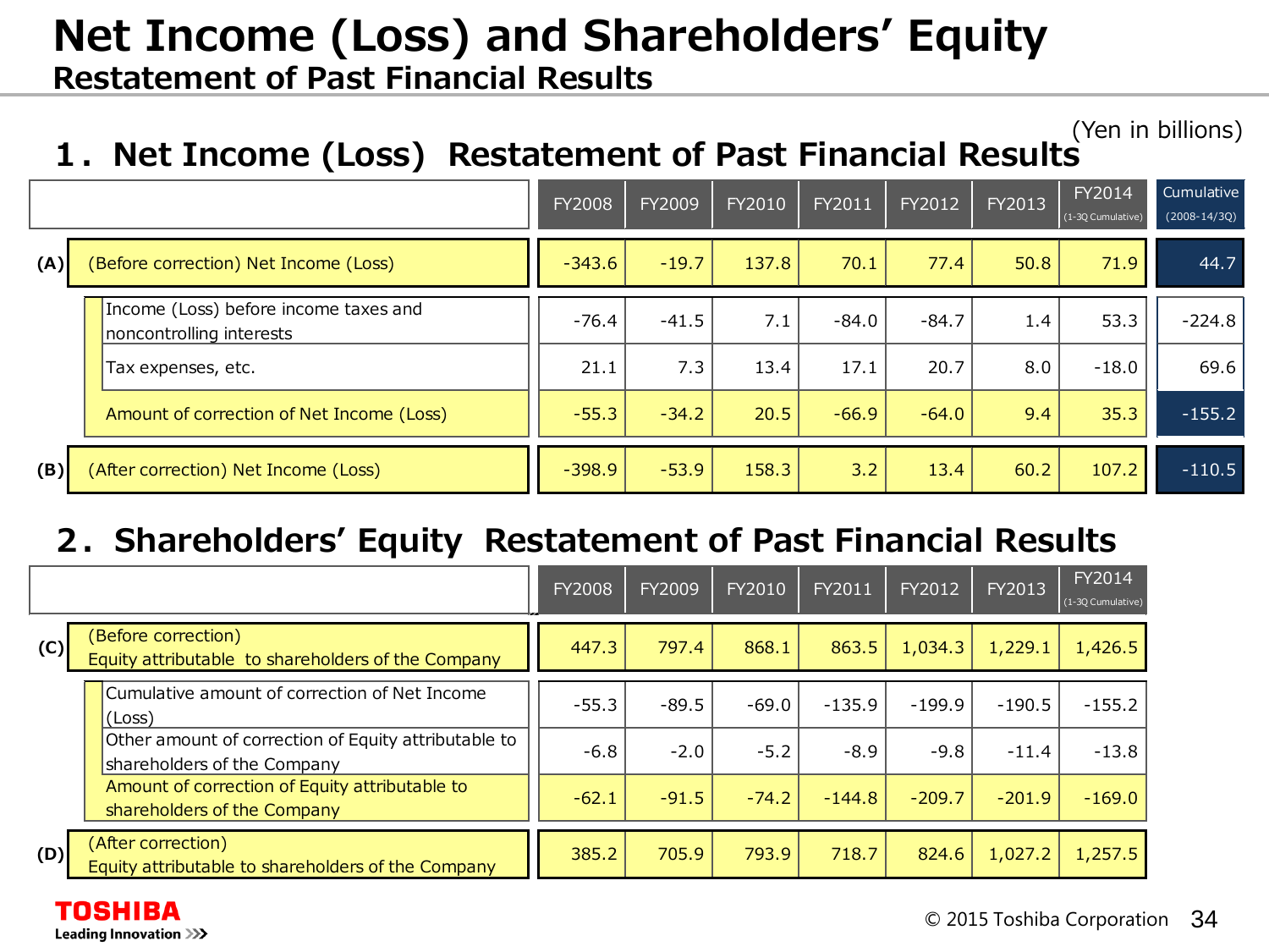# Net Income (Loss) and Shareholders' Equity

## Restatement of Past Financial Results

(Yen in billions)

### 1. Net Income (Loss) Restatement of Past Financial Results

| | | FY2008 | FY2009 | FY2010 | FY2011 | FY2012 | FY2013 | FY2014 (1-3Q Cumulative) | Cumulative (2008-14/3Q) |
|---|---|---|---|---|---|---|---|---|---|
| (A) | (Before correction) Net Income (Loss) | -343.6 | -19.7 | 137.8 | 70.1 | 77.4 | 50.8 | 71.9 | 44.7 |
| | Income (Loss) before income taxes and noncontrolling interests | -76.4 | -41.5 | 7.1 | -84.0 | -84.7 | 1.4 | 53.3 | -224.8 |
| | Tax expenses, etc. | 21.1 | 7.3 | 13.4 | 17.1 | 20.7 | 8.0 | -18.0 | 69.6 |
| | Amount of correction of Net Income (Loss) | -55.3 | -34.2 | 20.5 | -66.9 | -64.0 | 9.4 | 35.3 | -155.2 |
| (B) | (After correction) Net Income (Loss) | -398.9 | -53.9 | 158.3 | 3.2 | 13.4 | 60.2 | 107.2 | -110.5 |

### 2. Shareholders' Equity Restatement of Past Financial Results

| | | FY2008 | FY2009 | FY2010 | FY2011 | FY2012 | FY2013 | FY2014 (1-3Q Cumulative) |
|---|---|---|---|---|---|---|---|---|
| (C) | (Before correction) Equity attributable to shareholders of the Company | 447.3 | 797.4 | 868.1 | 863.5 | 1,034.3 | 1,229.1 | 1,426.5 |
| | Cumulative amount of correction of Net Income (Loss) | -55.3 | -89.5 | -69.0 | -135.9 | -199.9 | -190.5 | -155.2 |
| | Other amount of correction of Equity attributable to shareholders of the Company | -6.8 | -2.0 | -5.2 | -8.9 | -9.8 | -11.4 | -13.8 |
| | Amount of correction of Equity attributable to shareholders of the Company | -62.1 | -91.5 | -74.2 | -144.8 | -209.7 | -201.9 | -169.0 |
| (D) | (After correction) Equity attributable to shareholders of the Company | 385.2 | 705.9 | 793.9 | 718.7 | 824.6 | 1,027.2 | 1,257.5 |

TOSHIBA Leading Innovation >>>

© 2015 Toshiba Corporation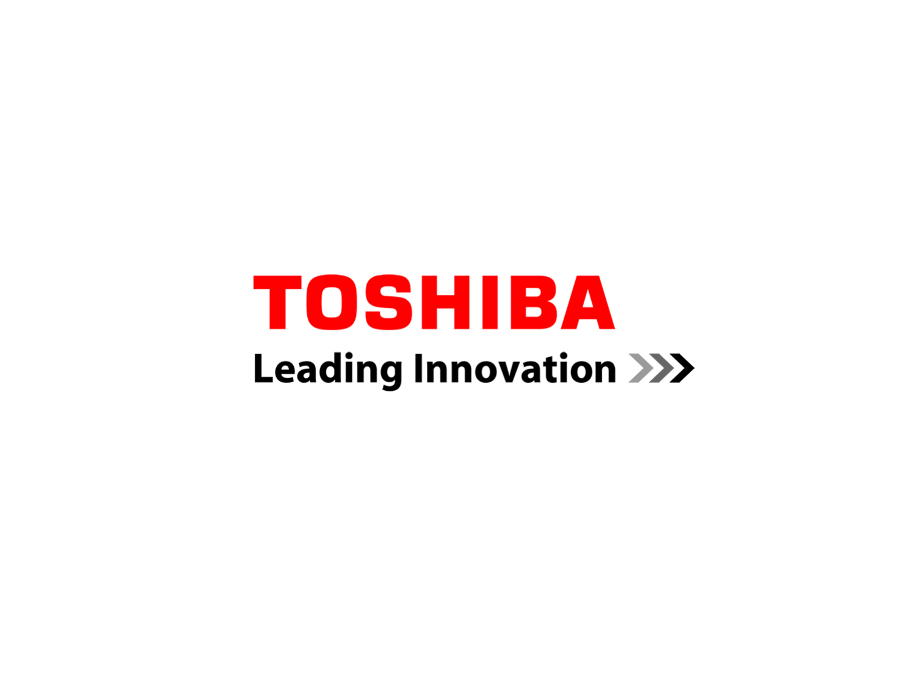TOSHIBA

Leading Innovation